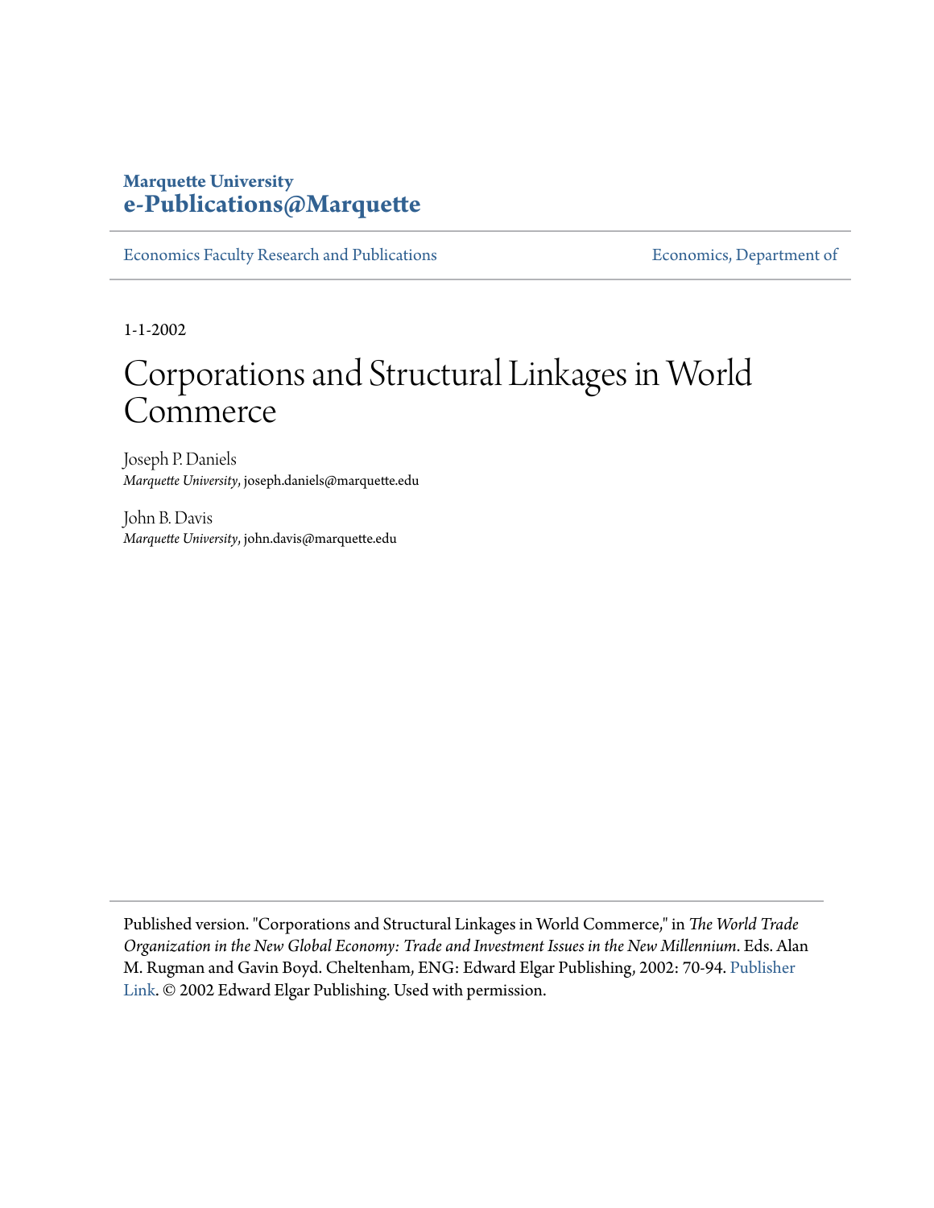**Marquette University**
**e-Publications@Marquette**

Economics Faculty Research and Publications | Economics, Department of

1-1-2002

# Corporations and Structural Linkages in World Commerce

Joseph P. Daniels
*Marquette University*, joseph.daniels@marquette.edu

John B. Davis
*Marquette University*, john.davis@marquette.edu

---

Published version. "Corporations and Structural Linkages in World Commerce," in *The World Trade Organization in the New Global Economy: Trade and Investment Issues in the New Millennium*. Eds. Alan M. Rugman and Gavin Boyd. Cheltenham, ENG: Edward Elgar Publishing, 2002: 70-94. Publisher Link. © 2002 Edward Elgar Publishing. Used with permission.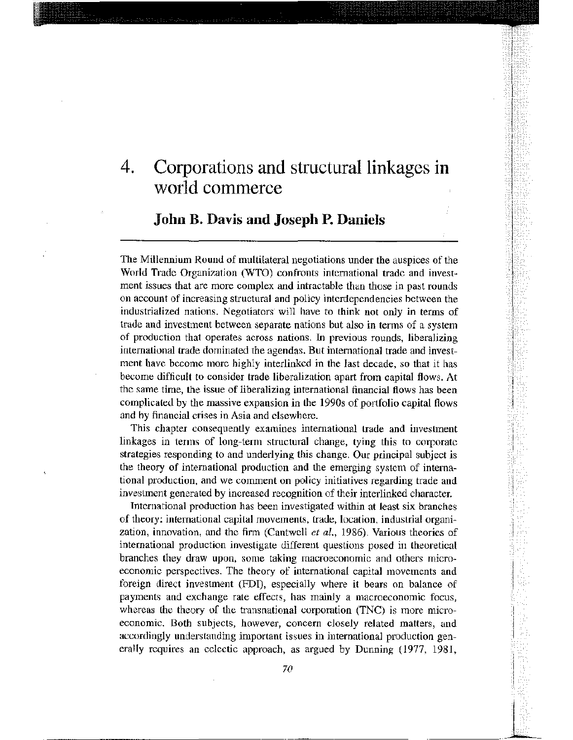# 4. Corporations and structural linkages in world commerce

## John B. Davis and Joseph P. Daniels

The Millennium Round of multilateral negotiations under the auspices of the World Trade Organization (WTO) confronts international trade and investment issues that are more complex and intractable than those in past rounds on account of increasing structural and policy interdependencies between the industrialized nations. Negotiators will have to think not only in terms of trade and investment between separate nations but also in terms of a system of production that operates across nations. In previous rounds, liberalizing international trade dominated the agendas. But international trade and investment have become more highly interlinked in the last decade, so that it has become difficult to consider trade liberalization apart from capital flows. At the same time, the issue of liberalizing international financial flows has been complicated by the massive expansion in the 1990s of portfolio capital flows and by financial crises in Asia and elsewhere.

This chapter consequently examines international trade and investment linkages in terms of long-term structural change, tying this to corporate strategies responding to and underlying this change. Our principal subject is the theory of international production and the emerging system of international production, and we comment on policy initiatives regarding trade and investment generated by increased recognition of their interlinked character.

International production has been investigated within at least six branches of theory: international capital movements, trade, location, industrial organization, innovation, and the firm (Cantwell *et al.*, 1986). Various theories of international production investigate different questions posed in theoretical branches they draw upon, some taking macroeconomic and others microeconomic perspectives. The theory of international capital movements and foreign direct investment (FDI), especially where it bears on balance of payments and exchange rate effects, has mainly a macroeconomic focus, whereas the theory of the transnational corporation (TNC) is more microeconomic. Both subjects, however, concern closely related matters, and accordingly understanding important issues in international production generally requires an eclectic approach, as argued by Dunning (1977, 1981,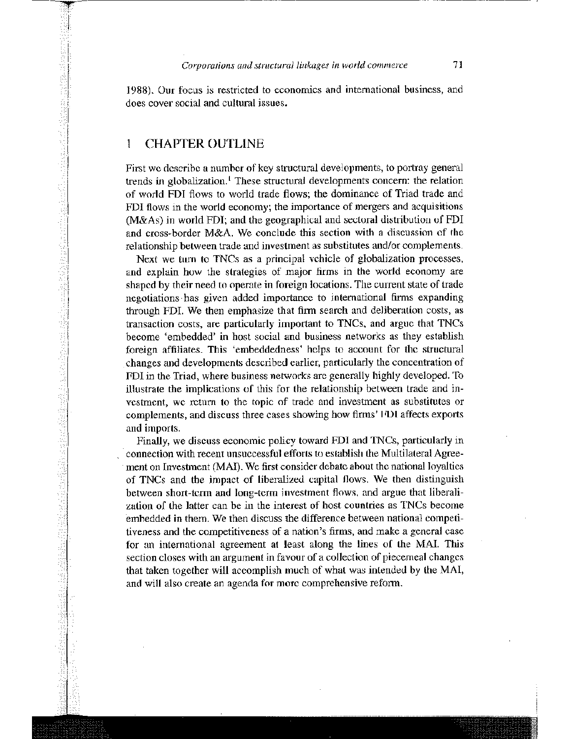1988). Our focus is restricted to economics and international business, and does cover social and cultural issues.

## 1 CHAPTER OUTLINE

First we describe a number of key structural developments, to portray general trends in globalization.[1] These structural developments concern: the relation of world FDI flows to world trade flows; the dominance of Triad trade and FDI flows in the world economy; the importance of mergers and acquisitions (M&As) in world FDI; and the geographical and sectoral distribution of FDI and cross-border M&A. We conclude this section with a discussion of the relationship between trade and investment as substitutes and/or complements.

Next we turn to TNCs as a principal vehicle of globalization processes, and explain how the strategies of major firms in the world economy are shaped by their need to operate in foreign locations. The current state of trade negotiations has given added importance to international firms expanding through FDI. We then emphasize that firm search and deliberation costs, as transaction costs, are particularly important to TNCs, and argue that TNCs become 'embedded' in host social and business networks as they establish foreign affiliates. This 'embeddedness' helps to account for the structural changes and developments described earlier, particularly the concentration of FDI in the Triad, where business networks are generally highly developed. To illustrate the implications of this for the relationship between trade and investment, we return to the topic of trade and investment as substitutes or complements, and discuss three cases showing how firms' FDI affects exports and imports.

Finally, we discuss economic policy toward FDI and TNCs, particularly in connection with recent unsuccessful efforts to establish the Multilateral Agreement on Investment (MAI). We first consider debate about the national loyalties of TNCs and the impact of liberalized capital flows. We then distinguish between short-term and long-term investment flows, and argue that liberalization of the latter can be in the interest of host countries as TNCs become embedded in them. We then discuss the difference between national competitiveness and the competitiveness of a nation's firms, and make a general case for an international agreement at least along the lines of the MAI. This section closes with an argument in favour of a collection of piecemeal changes that taken together will accomplish much of what was intended by the MAI, and will also create an agenda for more comprehensive reform.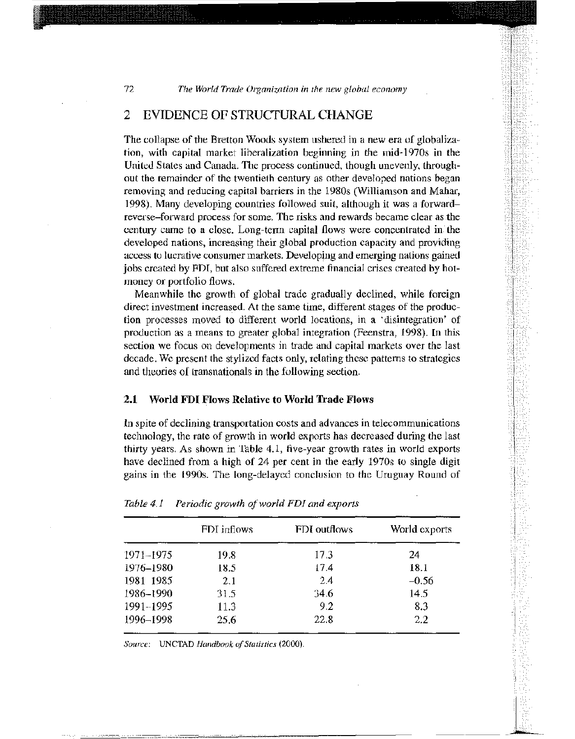## 2 EVIDENCE OF STRUCTURAL CHANGE

The collapse of the Bretton Woods system ushered in a new era of globalization, with capital market liberalization beginning in the mid-1970s in the United States and Canada. The process continued, though unevenly, throughout the remainder of the twentieth century as other developed nations began removing and reducing capital barriers in the 1980s (Williamson and Mahar, 1998). Many developing countries followed suit, although it was a forward–reverse–forward process for some. The risks and rewards became clear as the century came to a close. Long-term capital flows were concentrated in the developed nations, increasing their global production capacity and providing access to lucrative consumer markets. Developing and emerging nations gained jobs created by FDI, but also suffered extreme financial crises created by hot-money or portfolio flows.

Meanwhile the growth of global trade gradually declined, while foreign direct investment increased. At the same time, different stages of the production processes moved to different world locations, in a 'disintegration' of production as a means to greater global integration (Feenstra, 1998). In this section we focus on developments in trade and capital markets over the last decade. We present the stylized facts only, relating these patterns to strategies and theories of transnationals in the following section.

### 2.1 World FDI Flows Relative to World Trade Flows

In spite of declining transportation costs and advances in telecommunications technology, the rate of growth in world exports has decreased during the last thirty years. As shown in Table 4.1, five-year growth rates in world exports have declined from a high of 24 per cent in the early 1970s to single digit gains in the 1990s. The long-delayed conclusion to the Uruguay Round of

*Table 4.1 Periodic growth of world FDI and exports*

| | FDI inflows | FDI outflows | World exports |
|---|---|---|---|
| 1971–1975 | 19.8 | 17.3 | 24 |
| 1976–1980 | 18.5 | 17.4 | 18.1 |
| 1981–1985 | 2.1 | 2.4 | –0.56 |
| 1986–1990 | 31.5 | 34.6 | 14.5 |
| 1991–1995 | 11.3 | 9.2 | 8.3 |
| 1996–1998 | 25.6 | 22.8 | 2.2 |

*Source:* UNCTAD *Handbook of Statistics* (2000).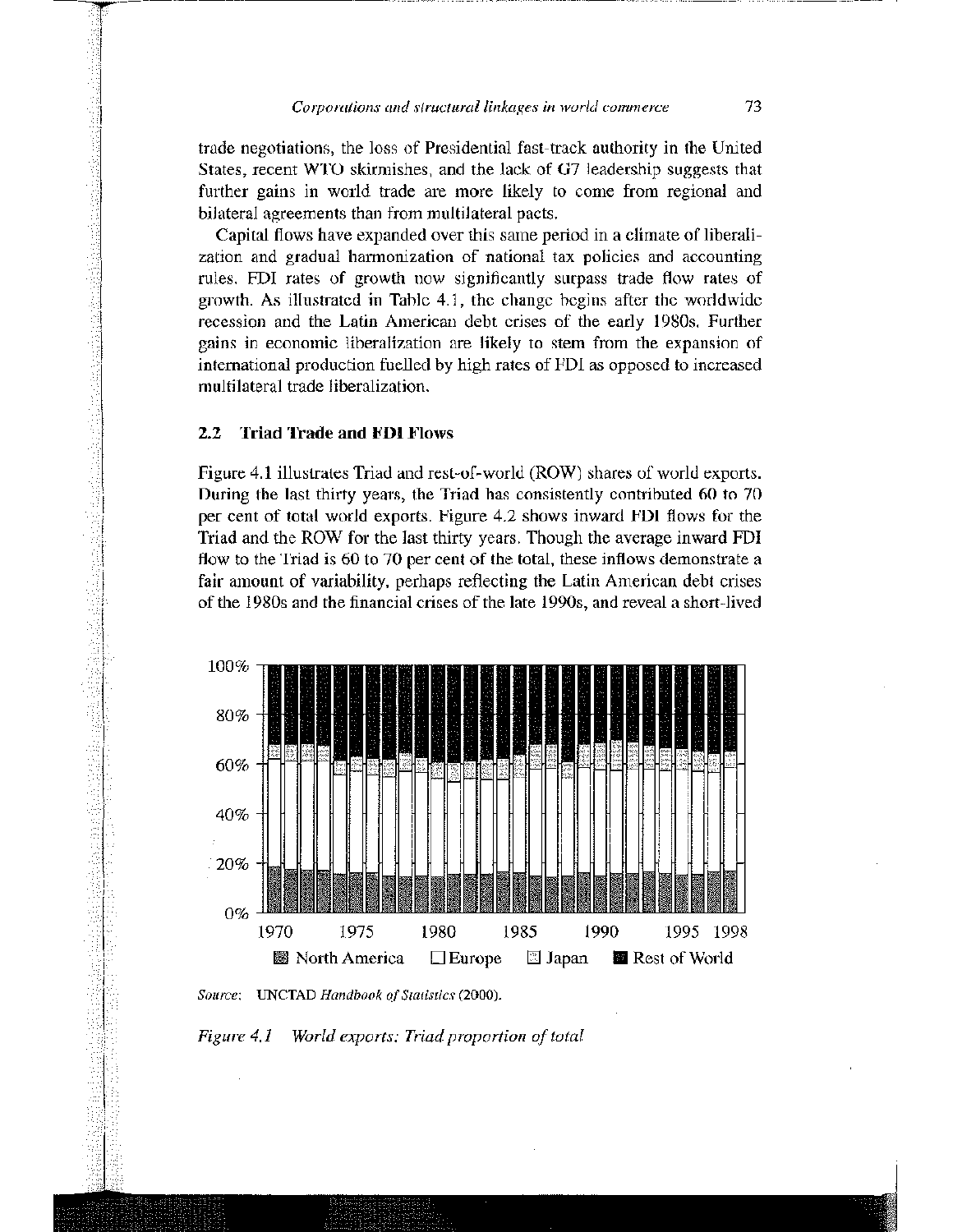trade negotiations, the loss of Presidential fast-track authority in the United States, recent WTO skirmishes, and the lack of G7 leadership suggests that further gains in world trade are more likely to come from regional and bilateral agreements than from multilateral pacts.

Capital flows have expanded over this same period in a climate of liberalization and gradual harmonization of national tax policies and accounting rules. FDI rates of growth now significantly surpass trade flow rates of growth. As illustrated in Table 4.1, the change begins after the worldwide recession and the Latin American debt crises of the early 1980s. Further gains in economic liberalization are likely to stem from the expansion of international production fuelled by high rates of FDI as opposed to increased multilateral trade liberalization.

## 2.2 Triad Trade and FDI Flows

Figure 4.1 illustrates Triad and rest-of-world (ROW) shares of world exports. During the last thirty years, the Triad has consistently contributed 60 to 70 per cent of total world exports. Figure 4.2 shows inward FDI flows for the Triad and the ROW for the last thirty years. Though the average inward FDI flow to the Triad is 60 to 70 per cent of the total, these inflows demonstrate a fair amount of variability, perhaps reflecting the Latin American debt crises of the 1980s and the financial crises of the late 1990s, and reveal a short-lived

*Source:* UNCTAD *Handbook of Statistics* (2000).

*Figure 4.1 World exports: Triad proportion of total*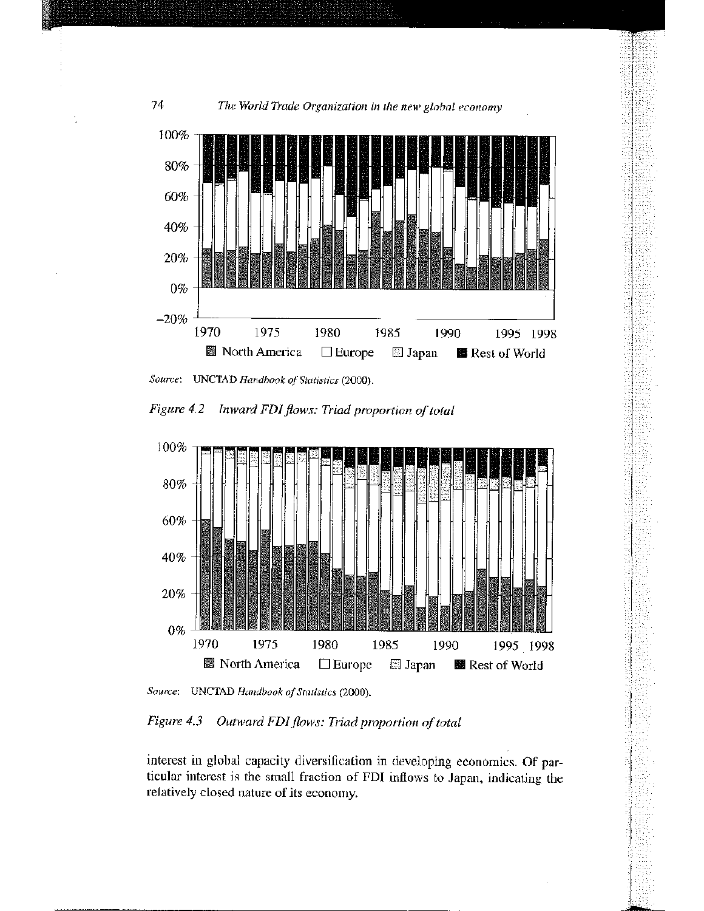Source: UNCTAD *Handbook of Statistics* (2000).

*Figure 4.2 Inward FDI flows: Triad proportion of total*

Source: UNCTAD *Handbook of Statistics* (2000).

*Figure 4.3 Outward FDI flows: Triad proportion of total*

interest in global capacity diversification in developing economics. Of particular interest is the small fraction of FDI inflows to Japan, indicating the relatively closed nature of its economy.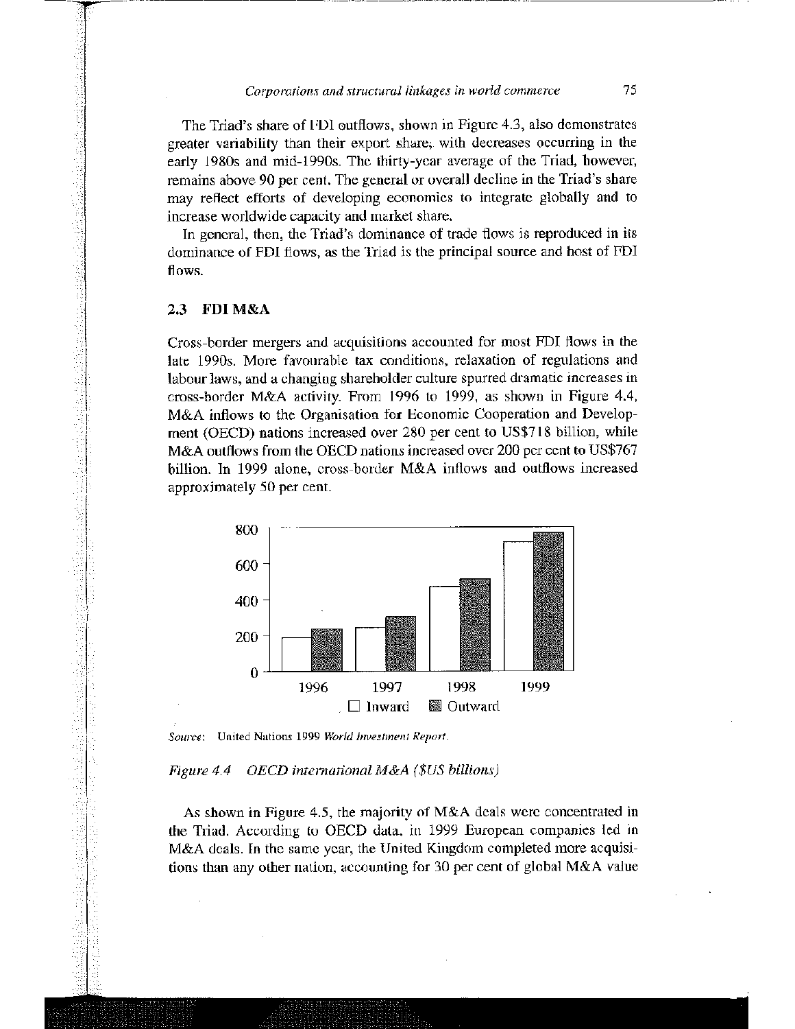The Triad's share of FDI outflows, shown in Figure 4.3, also demonstrates greater variability than their export share, with decreases occurring in the early 1980s and mid-1990s. The thirty-year average of the Triad, however, remains above 90 per cent. The general or overall decline in the Triad's share may reflect efforts of developing economies to integrate globally and to increase worldwide capacity and market share.

In general, then, the Triad's dominance of trade flows is reproduced in its dominance of FDI flows, as the Triad is the principal source and host of FDI flows.

### 2.3 FDI M&A

Cross-border mergers and acquisitions accounted for most FDI flows in the late 1990s. More favourable tax conditions, relaxation of regulations and labour laws, and a changing shareholder culture spurred dramatic increases in cross-border M&A activity. From 1996 to 1999, as shown in Figure 4.4, M&A inflows to the Organisation for Economic Cooperation and Development (OECD) nations increased over 280 per cent to US$718 billion, while M&A outflows from the OECD nations increased over 200 per cent to US$767 billion. In 1999 alone, cross-border M&A inflows and outflows increased approximately 50 per cent.

*Source:* United Nations 1999 *World Investment Report*.

*Figure 4.4 OECD international M&A ($US billions)*

As shown in Figure 4.5, the majority of M&A deals were concentrated in the Triad. According to OECD data, in 1999 European companies led in M&A deals. In the same year, the United Kingdom completed more acquisitions than any other nation, accounting for 30 per cent of global M&A value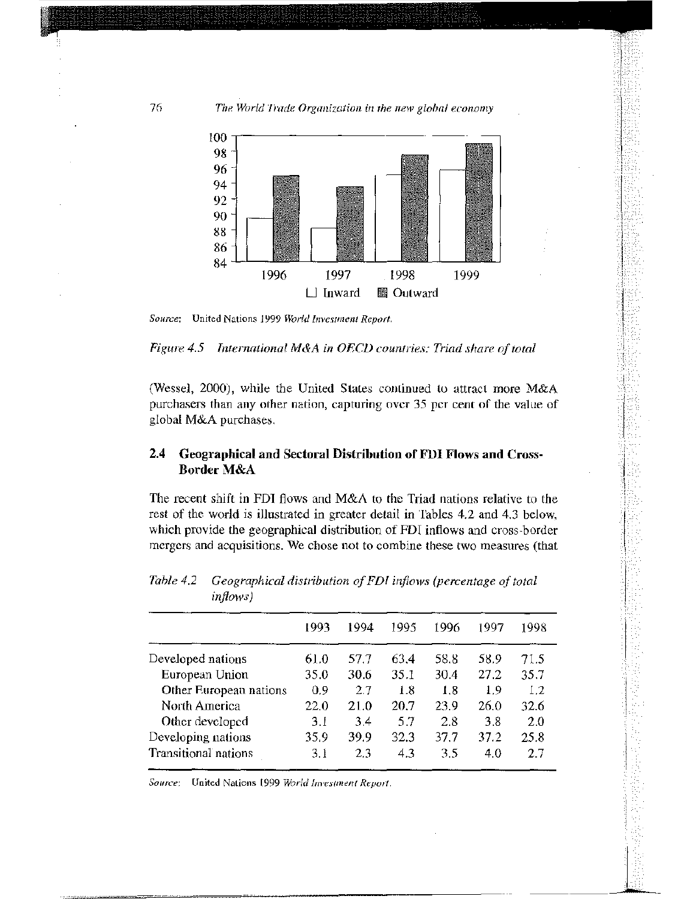Source: United Nations 1999 *World Investment Report*.

*Figure 4.5 International M&A in OECD countries: Triad share of total*

(Wessel, 2000), while the United States continued to attract more M&A purchasers than any other nation, capturing over 35 per cent of the value of global M&A purchases.

## 2.4 Geographical and Sectoral Distribution of FDI Flows and Cross-Border M&A

The recent shift in FDI flows and M&A to the Triad nations relative to the rest of the world is illustrated in greater detail in Tables 4.2 and 4.3 below, which provide the geographical distribution of FDI inflows and cross-border mergers and acquisitions. We chose not to combine these two measures (that

*Table 4.2 Geographical distribution of FDI inflows (percentage of total inflows)*

| | 1993 | 1994 | 1995 | 1996 | 1997 | 1998 |
|---|---|---|---|---|---|---|
| Developed nations | 61.0 | 57.7 | 63.4 | 58.8 | 58.9 | 71.5 |
| European Union | 35.0 | 30.6 | 35.1 | 30.4 | 27.2 | 35.7 |
| Other European nations | 0.9 | 2.7 | 1.8 | 1.8 | 1.9 | 1.2 |
| North America | 22.0 | 21.0 | 20.7 | 23.9 | 26.0 | 32.6 |
| Other developed | 3.1 | 3.4 | 5.7 | 2.8 | 3.8 | 2.0 |
| Developing nations | 35.9 | 39.9 | 32.3 | 37.7 | 37.2 | 25.8 |
| Transitional nations | 3.1 | 2.3 | 4.3 | 3.5 | 4.0 | 2.7 |

Source: United Nations 1999 *World Investment Report*.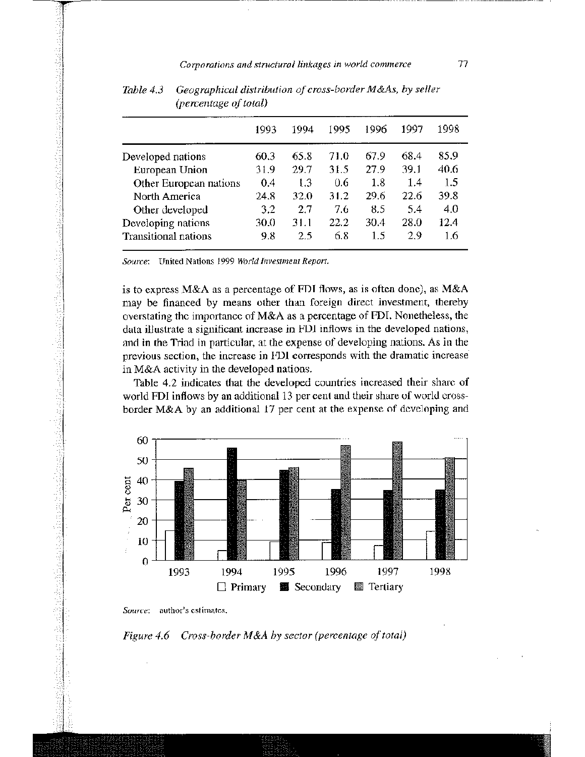*Table 4.3 Geographical distribution of cross-border M&As, by seller (percentage of total)*

| | 1993 | 1994 | 1995 | 1996 | 1997 | 1998 |
|---|---|---|---|---|---|---|
| Developed nations | 60.3 | 65.8 | 71.0 | 67.9 | 68.4 | 85.9 |
| European Union | 31.9 | 29.7 | 31.5 | 27.9 | 39.1 | 40.6 |
| Other European nations | 0.4 | 1.3 | 0.6 | 1.8 | 1.4 | 1.5 |
| North America | 24.8 | 32.0 | 31.2 | 29.6 | 22.6 | 39.8 |
| Other developed | 3.2 | 2.7 | 7.6 | 8.5 | 5.4 | 4.0 |
| Developing nations | 30.0 | 31.1 | 22.2 | 30.4 | 28.0 | 12.4 |
| Transitional nations | 9.8 | 2.5 | 6.8 | 1.5 | 2.9 | 1.6 |

*Source*: United Nations 1999 *World Investment Report*.

is to express M&A as a percentage of FDI flows, as is often done), as M&A may be financed by means other than foreign direct investment, thereby overstating the importance of M&A as a percentage of FDI. Nonetheless, the data illustrate a significant increase in FDI inflows in the developed nations, and in the Triad in particular, at the expense of developing nations. As in the previous section, the increase in FDI corresponds with the dramatic increase in M&A activity in the developed nations.

Table 4.2 indicates that the developed countries increased their share of world FDI inflows by an additional 13 per cent and their share of world cross-border M&A by an additional 17 per cent at the expense of developing and

*Source*: author's estimates.

*Figure 4.6 Cross-border M&A by sector (percentage of total)*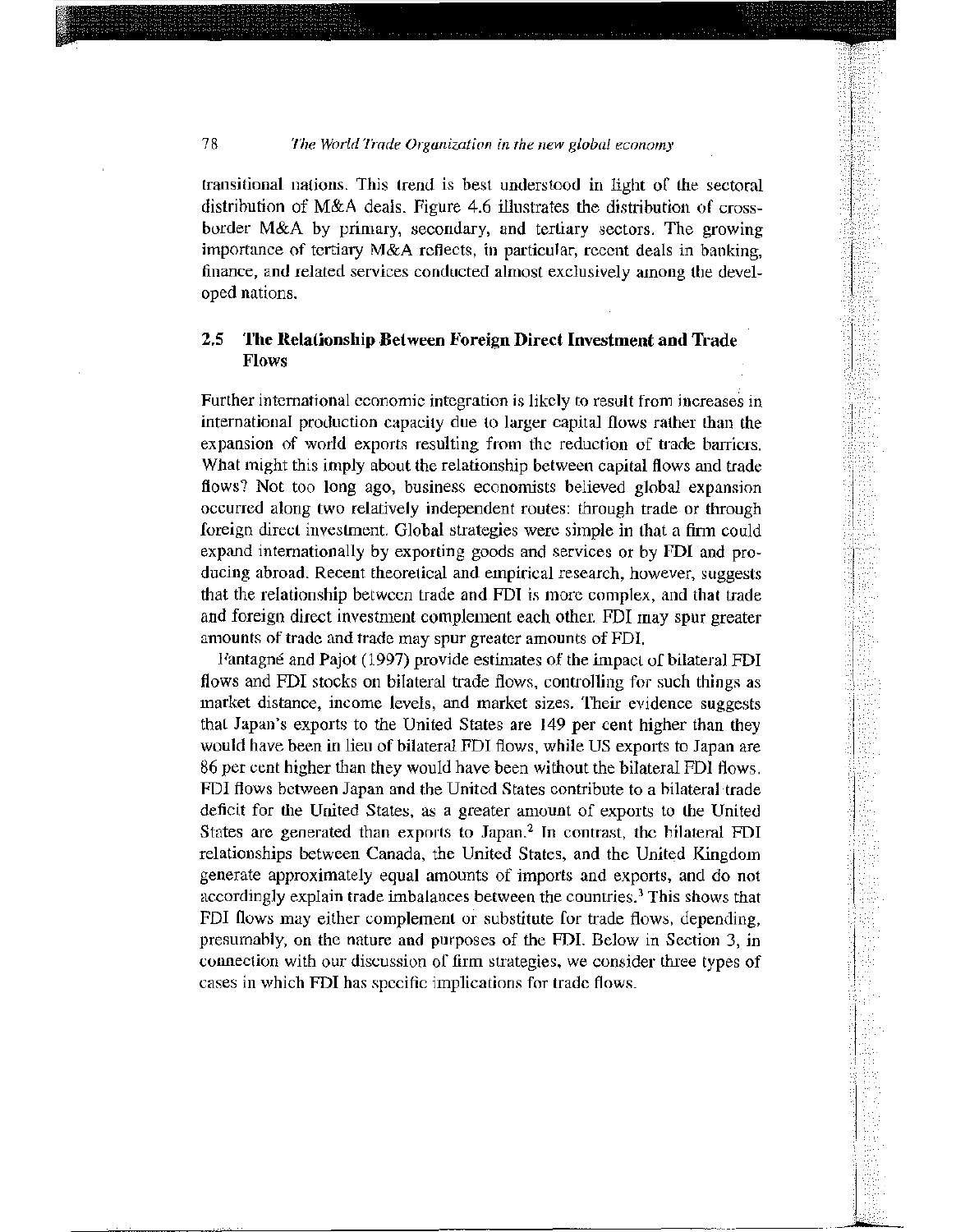transitional nations. This trend is best understood in light of the sectoral distribution of M&A deals. Figure 4.6 illustrates the distribution of cross-border M&A by primary, secondary, and tertiary sectors. The growing importance of tertiary M&A reflects, in particular, recent deals in banking, finance, and related services conducted almost exclusively among the developed nations.

## 2.5 The Relationship Between Foreign Direct Investment and Trade Flows

Further international economic integration is likely to result from increases in international production capacity due to larger capital flows rather than the expansion of world exports resulting from the reduction of trade barriers. What might this imply about the relationship between capital flows and trade flows? Not too long ago, business economists believed global expansion occurred along two relatively independent routes: through trade or through foreign direct investment. Global strategies were simple in that a firm could expand internationally by exporting goods and services or by FDI and producing abroad. Recent theoretical and empirical research, however, suggests that the relationship between trade and FDI is more complex, and that trade and foreign direct investment complement each other. FDI may spur greater amounts of trade and trade may spur greater amounts of FDI.

Fantagné and Pajot (1997) provide estimates of the impact of bilateral FDI flows and FDI stocks on bilateral trade flows, controlling for such things as market distance, income levels, and market sizes. Their evidence suggests that Japan's exports to the United States are 149 per cent higher than they would have been in lieu of bilateral FDI flows, while US exports to Japan are 86 per cent higher than they would have been without the bilateral FDI flows. FDI flows between Japan and the United States contribute to a bilateral trade deficit for the United States, as a greater amount of exports to the United States are generated than exports to Japan.[2] In contrast, the bilateral FDI relationships between Canada, the United States, and the United Kingdom generate approximately equal amounts of imports and exports, and do not accordingly explain trade imbalances between the countries.[3] This shows that FDI flows may either complement or substitute for trade flows, depending, presumably, on the nature and purposes of the FDI. Below in Section 3, in connection with our discussion of firm strategies, we consider three types of cases in which FDI has specific implications for trade flows.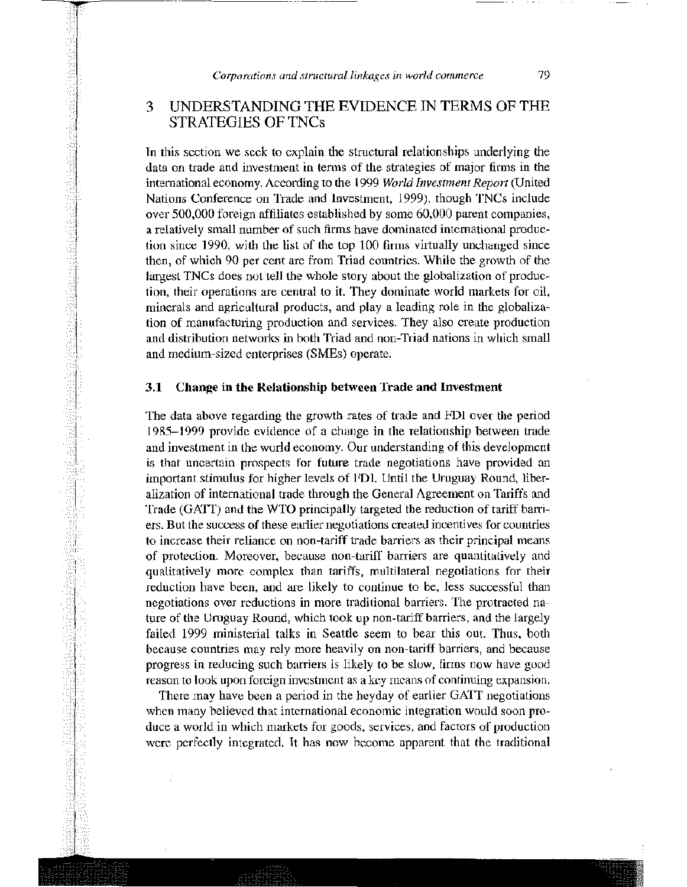## 3 UNDERSTANDING THE EVIDENCE IN TERMS OF THE STRATEGIES OF TNCs

In this section we seek to explain the structural relationships underlying the data on trade and investment in terms of the strategies of major firms in the international economy. According to the 1999 *World Investment Report* (United Nations Conference on Trade and Investment, 1999), though TNCs include over 500,000 foreign affiliates established by some 60,000 parent companies, a relatively small number of such firms have dominated international production since 1990, with the list of the top 100 firms virtually unchanged since then, of which 90 per cent are from Triad countries. While the growth of the largest TNCs does not tell the whole story about the globalization of production, their operations are central to it. They dominate world markets for oil, minerals and agricultural products, and play a leading role in the globalization of manufacturing production and services. They also create production and distribution networks in both Triad and non-Triad nations in which small and medium-sized enterprises (SMEs) operate.

### 3.1 Change in the Relationship between Trade and Investment

The data above regarding the growth rates of trade and FDI over the period 1985–1999 provide evidence of a change in the relationship between trade and investment in the world economy. Our understanding of this development is that uncertain prospects for future trade negotiations have provided an important stimulus for higher levels of FDI. Until the Uruguay Round, liberalization of international trade through the General Agreement on Tariffs and Trade (GATT) and the WTO principally targeted the reduction of tariff barriers. But the success of these earlier negotiations created incentives for countries to increase their reliance on non-tariff trade barriers as their principal means of protection. Moreover, because non-tariff barriers are quantitatively and qualitatively more complex than tariffs, multilateral negotiations for their reduction have been, and are likely to continue to be, less successful than negotiations over reductions in more traditional barriers. The protracted nature of the Uruguay Round, which took up non-tariff barriers, and the largely failed 1999 ministerial talks in Seattle seem to bear this out. Thus, both because countries may rely more heavily on non-tariff barriers, and because progress in reducing such barriers is likely to be slow, firms now have good reason to look upon foreign investment as a key means of continuing expansion.

There may have been a period in the heyday of earlier GATT negotiations when many believed that international economic integration would soon produce a world in which markets for goods, services, and factors of production were perfectly integrated. It has now become apparent that the traditional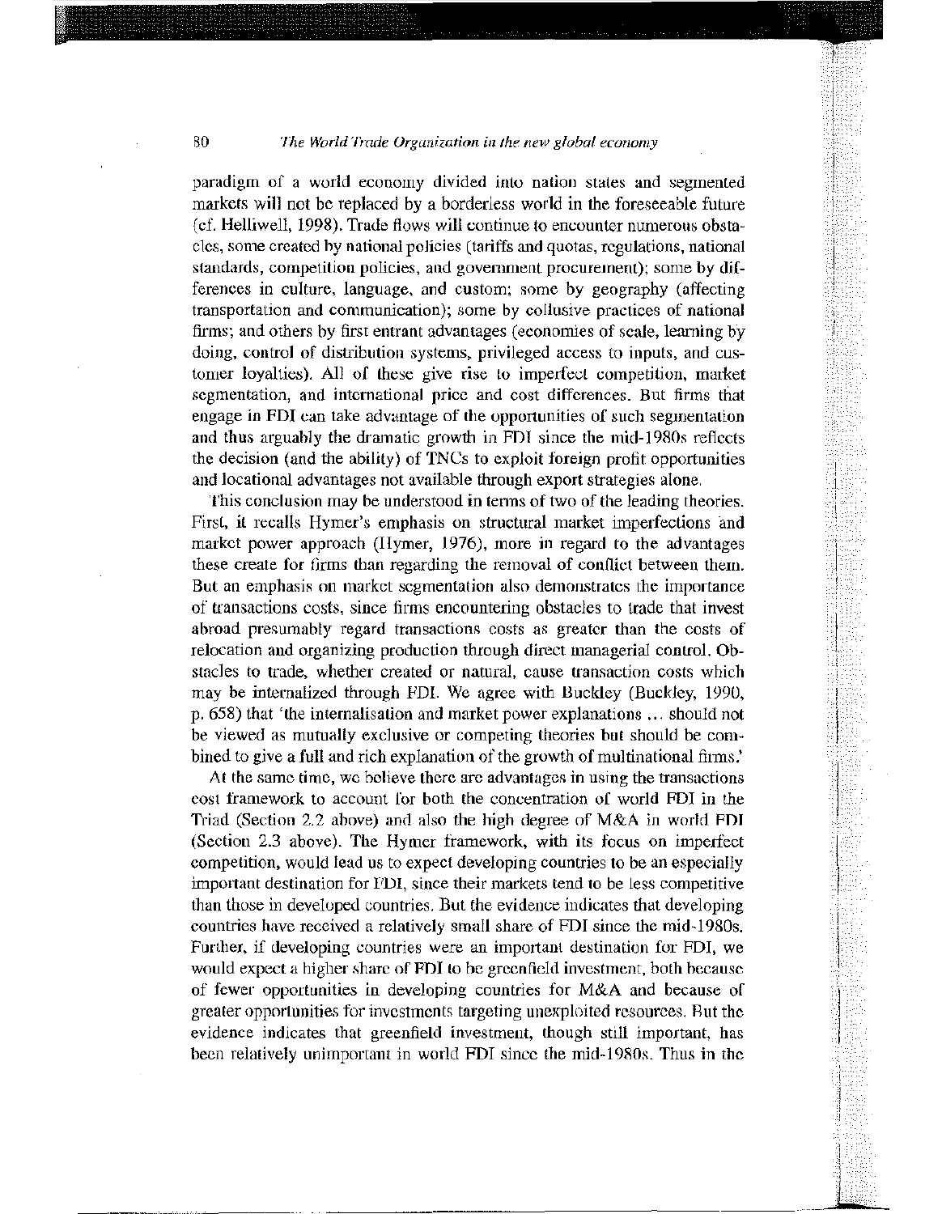paradigm of a world economy divided into nation states and segmented markets will not be replaced by a borderless world in the foreseeable future (cf. Helliwell, 1998). Trade flows will continue to encounter numerous obstacles, some created by national policies (tariffs and quotas, regulations, national standards, competition policies, and government procurement); some by differences in culture, language, and custom; some by geography (affecting transportation and communication); some by collusive practices of national firms; and others by first entrant advantages (economies of scale, learning by doing, control of distribution systems, privileged access to inputs, and customer loyalties). All of these give rise to imperfect competition, market segmentation, and international price and cost differences. But firms that engage in FDI can take advantage of the opportunities of such segmentation and thus arguably the dramatic growth in FDI since the mid-1980s reflects the decision (and the ability) of TNCs to exploit foreign profit opportunities and locational advantages not available through export strategies alone.

This conclusion may be understood in terms of two of the leading theories. First, it recalls Hymer's emphasis on structural market imperfections and market power approach (Hymer, 1976), more in regard to the advantages these create for firms than regarding the removal of conflict between them. But an emphasis on market segmentation also demonstrates the importance of transactions costs, since firms encountering obstacles to trade that invest abroad presumably regard transactions costs as greater than the costs of relocation and organizing production through direct managerial control. Obstacles to trade, whether created or natural, cause transaction costs which may be internalized through FDI. We agree with Buckley (Buckley, 1990, p. 658) that 'the internalisation and market power explanations ... should not be viewed as mutually exclusive or competing theories but should be combined to give a full and rich explanation of the growth of multinational firms.'

At the same time, we believe there are advantages in using the transactions cost framework to account for both the concentration of world FDI in the Triad (Section 2.2 above) and also the high degree of M&A in world FDI (Section 2.3 above). The Hymer framework, with its focus on imperfect competition, would lead us to expect developing countries to be an especially important destination for FDI, since their markets tend to be less competitive than those in developed countries. But the evidence indicates that developing countries have received a relatively small share of FDI since the mid-1980s. Further, if developing countries were an important destination for FDI, we would expect a higher share of FDI to be greenfield investment, both because of fewer opportunities in developing countries for M&A and because of greater opportunities for investments targeting unexploited resources. But the evidence indicates that greenfield investment, though still important, has been relatively unimportant in world FDI since the mid-1980s. Thus in the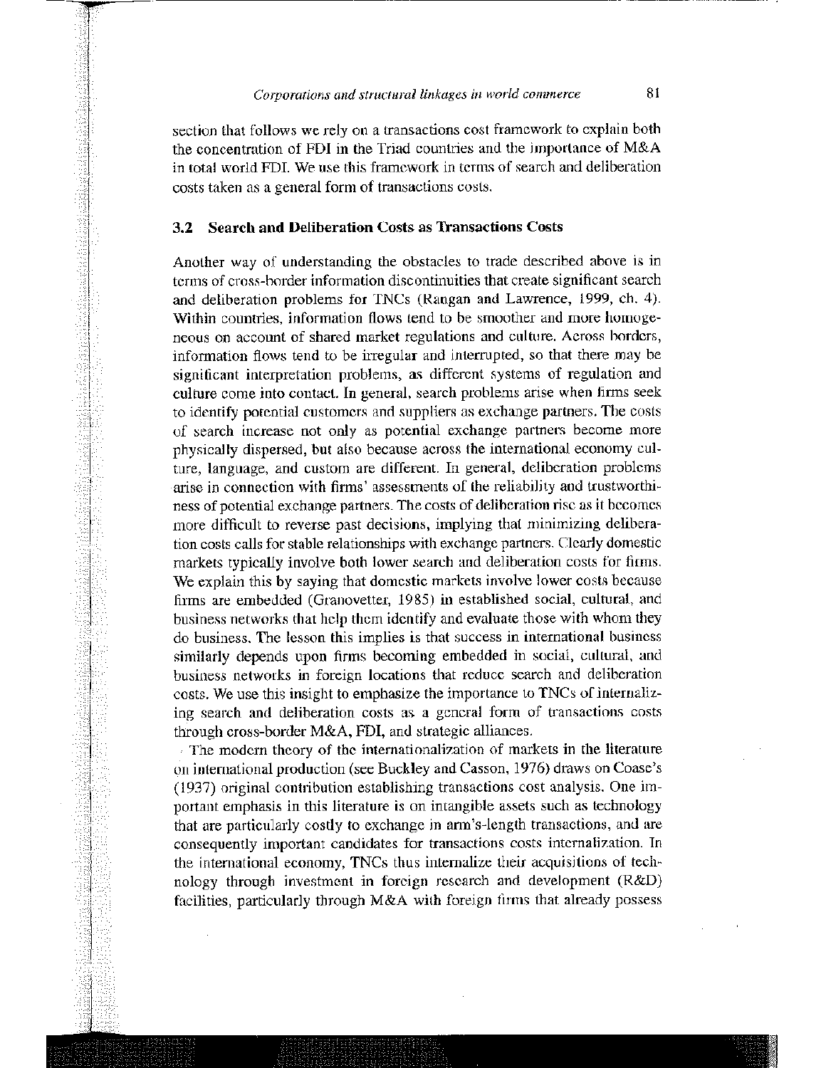section that follows we rely on a transactions cost framework to explain both the concentration of FDI in the Triad countries and the importance of M&A in total world FDI. We use this framework in terms of search and deliberation costs taken as a general form of transactions costs.

## 3.2 Search and Deliberation Costs as Transactions Costs

Another way of understanding the obstacles to trade described above is in terms of cross-border information discontinuities that create significant search and deliberation problems for TNCs (Rangan and Lawrence, 1999, ch. 4). Within countries, information flows tend to be smoother and more homogeneous on account of shared market regulations and culture. Across borders, information flows tend to be irregular and interrupted, so that there may be significant interpretation problems, as different systems of regulation and culture come into contact. In general, search problems arise when firms seek to identify potential customers and suppliers as exchange partners. The costs of search increase not only as potential exchange partners become more physically dispersed, but also because across the international economy culture, language, and custom are different. In general, deliberation problems arise in connection with firms' assessments of the reliability and trustworthiness of potential exchange partners. The costs of deliberation rise as it becomes more difficult to reverse past decisions, implying that minimizing deliberation costs calls for stable relationships with exchange partners. Clearly domestic markets typically involve both lower search and deliberation costs for firms. We explain this by saying that domestic markets involve lower costs because firms are embedded (Granovetter, 1985) in established social, cultural, and business networks that help them identify and evaluate those with whom they do business. The lesson this implies is that success in international business similarly depends upon firms becoming embedded in social, cultural, and business networks in foreign locations that reduce search and deliberation costs. We use this insight to emphasize the importance to TNCs of internalizing search and deliberation costs as a general form of transactions costs through cross-border M&A, FDI, and strategic alliances.

The modern theory of the internationalization of markets in the literature on international production (see Buckley and Casson, 1976) draws on Coase's (1937) original contribution establishing transactions cost analysis. One important emphasis in this literature is on intangible assets such as technology that are particularly costly to exchange in arm's-length transactions, and are consequently important candidates for transactions costs internalization. In the international economy, TNCs thus internalize their acquisitions of technology through investment in foreign research and development (R&D) facilities, particularly through M&A with foreign firms that already possess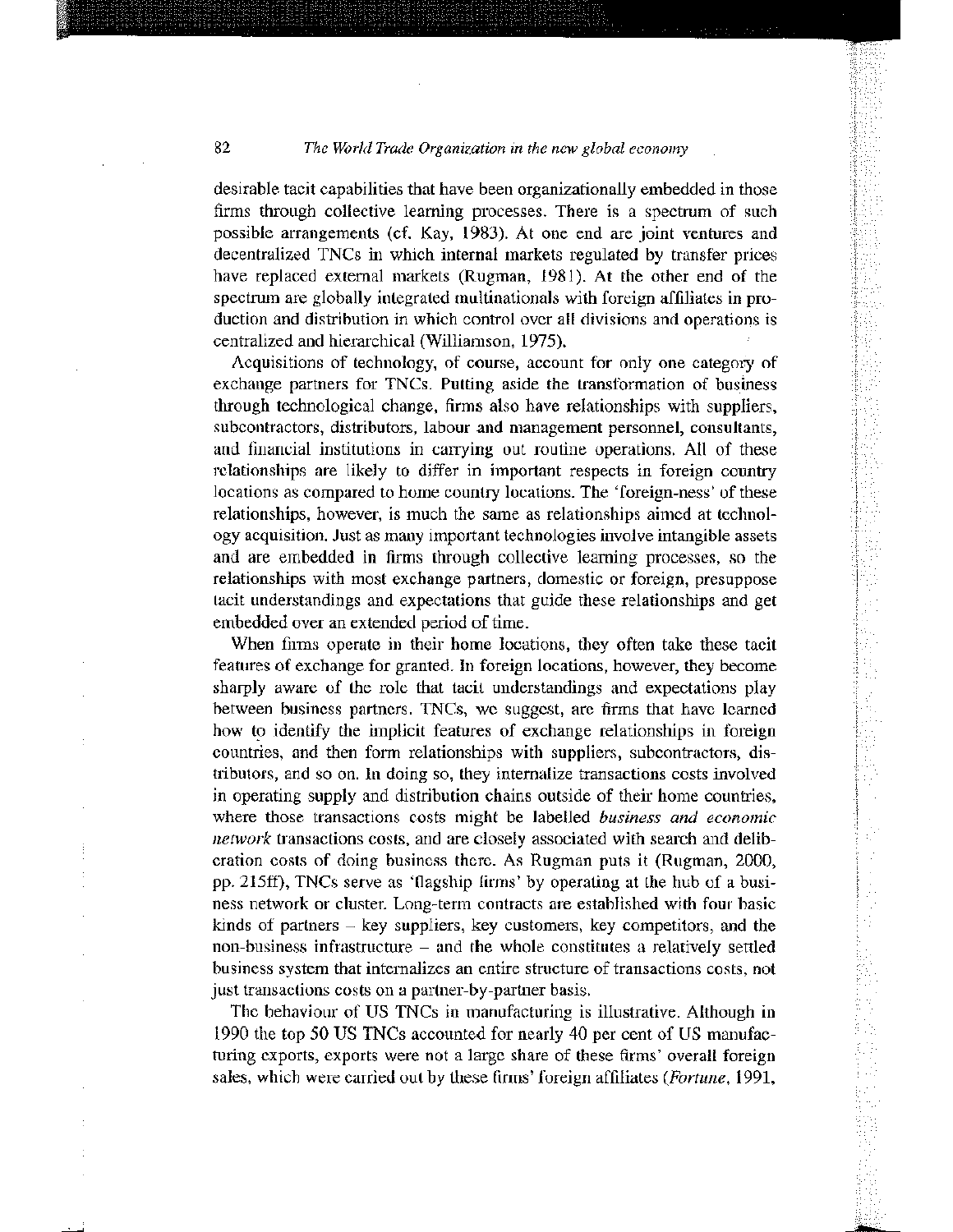desirable tacit capabilities that have been organizationally embedded in those firms through collective learning processes. There is a spectrum of such possible arrangements (cf. Kay, 1983). At one end are joint ventures and decentralized TNCs in which internal markets regulated by transfer prices have replaced external markets (Rugman, 1981). At the other end of the spectrum are globally integrated multinationals with foreign affiliates in production and distribution in which control over all divisions and operations is centralized and hierarchical (Williamson, 1975).

Acquisitions of technology, of course, account for only one category of exchange partners for TNCs. Putting aside the transformation of business through technological change, firms also have relationships with suppliers, subcontractors, distributors, labour and management personnel, consultants, and financial institutions in carrying out routine operations. All of these relationships are likely to differ in important respects in foreign country locations as compared to home country locations. The 'foreign-ness' of these relationships, however, is much the same as relationships aimed at technology acquisition. Just as many important technologies involve intangible assets and are embedded in firms through collective learning processes, so the relationships with most exchange partners, domestic or foreign, presuppose tacit understandings and expectations that guide these relationships and get embedded over an extended period of time.

When firms operate in their home locations, they often take these tacit features of exchange for granted. In foreign locations, however, they become sharply aware of the role that tacit understandings and expectations play between business partners. TNCs, we suggest, are firms that have learned how to identify the implicit features of exchange relationships in foreign countries, and then form relationships with suppliers, subcontractors, distributors, and so on. In doing so, they internalize transactions costs involved in operating supply and distribution chains outside of their home countries, where those transactions costs might be labelled *business and economic network* transactions costs, and are closely associated with search and deliberation costs of doing business there. As Rugman puts it (Rugman, 2000, pp. 215ff), TNCs serve as 'flagship firms' by operating at the hub of a business network or cluster. Long-term contracts are established with four basic kinds of partners – key suppliers, key customers, key competitors, and the non-business infrastructure – and the whole constitutes a relatively settled business system that internalizes an entire structure of transactions costs, not just transactions costs on a partner-by-partner basis.

The behaviour of US TNCs in manufacturing is illustrative. Although in 1990 the top 50 US TNCs accounted for nearly 40 per cent of US manufacturing exports, exports were not a large share of these firms' overall foreign sales, which were carried out by these firms' foreign affiliates (*Fortune*, 1991,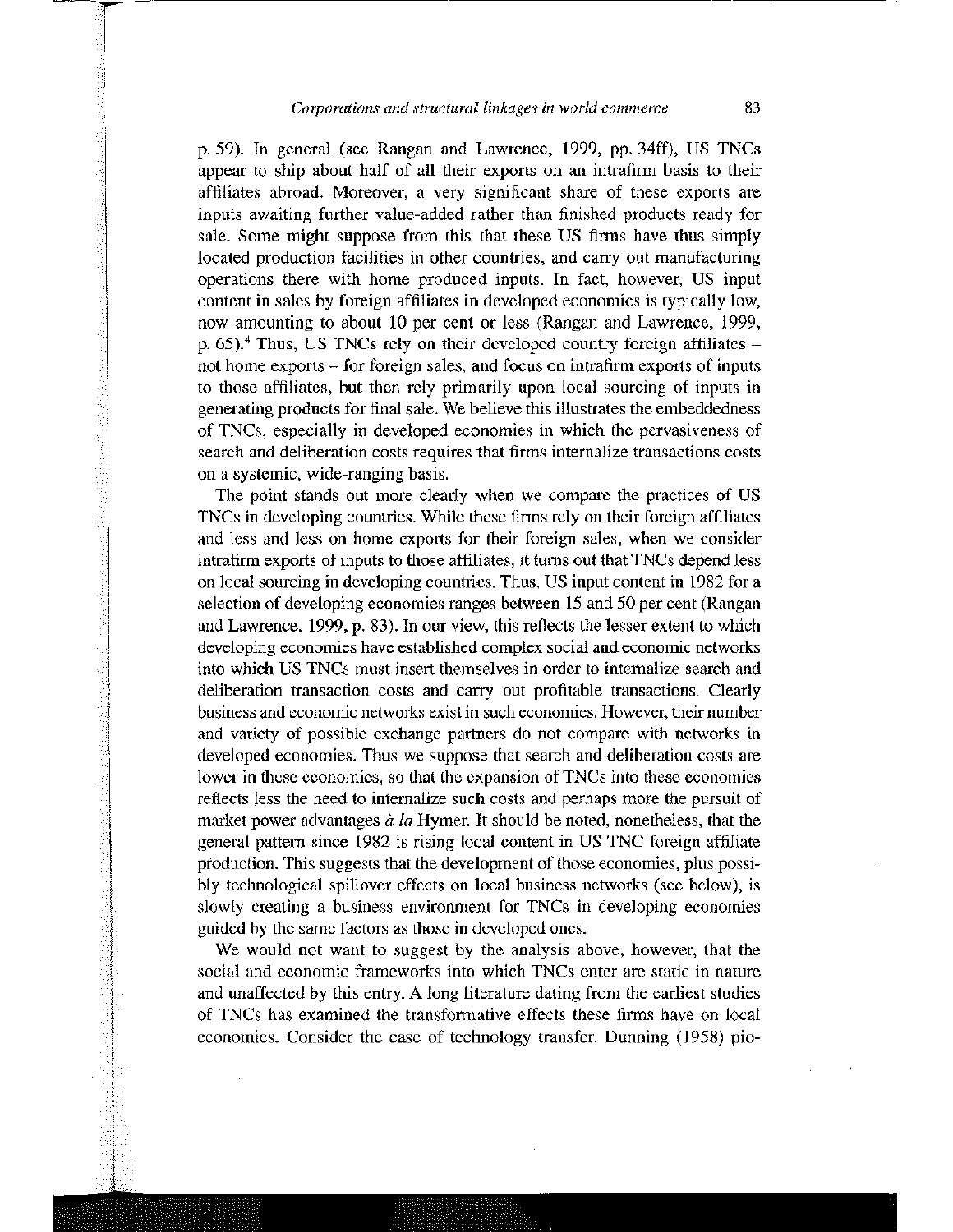p. 59). In general (see Rangan and Lawrence, 1999, pp. 34ff), US TNCs appear to ship about half of all their exports on an intrafirm basis to their affiliates abroad. Moreover, a very significant share of these exports are inputs awaiting further value-added rather than finished products ready for sale. Some might suppose from this that these US firms have thus simply located production facilities in other countries, and carry out manufacturing operations there with home produced inputs. In fact, however, US input content in sales by foreign affiliates in developed economies is typically low, now amounting to about 10 per cent or less (Rangan and Lawrence, 1999, p. 65).[4] Thus, US TNCs rely on their developed country foreign affiliates – not home exports – for foreign sales, and focus on intrafirm exports of inputs to those affiliates, but then rely primarily upon local sourcing of inputs in generating products for final sale. We believe this illustrates the embeddedness of TNCs, especially in developed economies in which the pervasiveness of search and deliberation costs requires that firms internalize transactions costs on a systemic, wide-ranging basis.

The point stands out more clearly when we compare the practices of US TNCs in developing countries. While these firms rely on their foreign affiliates and less and less on home exports for their foreign sales, when we consider intrafirm exports of inputs to those affiliates, it turns out that TNCs depend less on local sourcing in developing countries. Thus, US input content in 1982 for a selection of developing economies ranges between 15 and 50 per cent (Rangan and Lawrence, 1999, p. 83). In our view, this reflects the lesser extent to which developing economies have established complex social and economic networks into which US TNCs must insert themselves in order to internalize search and deliberation transaction costs and carry out profitable transactions. Clearly business and economic networks exist in such economies. However, their number and variety of possible exchange partners do not compare with networks in developed economies. Thus we suppose that search and deliberation costs are lower in these economies, so that the expansion of TNCs into these economies reflects less the need to internalize such costs and perhaps more the pursuit of market power advantages *à la* Hymer. It should be noted, nonetheless, that the general pattern since 1982 is rising local content in US TNC foreign affiliate production. This suggests that the development of those economies, plus possibly technological spillover effects on local business networks (see below), is slowly creating a business environment for TNCs in developing economies guided by the same factors as those in developed ones.

We would not want to suggest by the analysis above, however, that the social and economic frameworks into which TNCs enter are static in nature and unaffected by this entry. A long literature dating from the earliest studies of TNCs has examined the transformative effects these firms have on local economies. Consider the case of technology transfer. Dunning (1958) pio-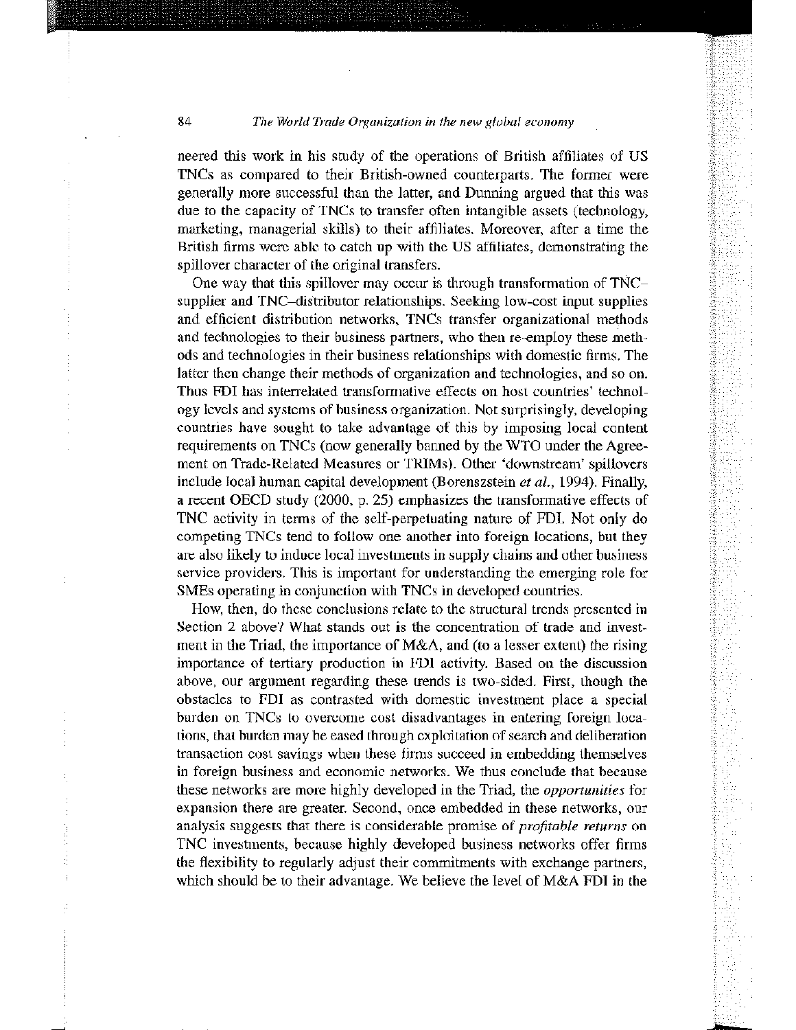neered this work in his study of the operations of British affiliates of US TNCs as compared to their British-owned counterparts. The former were generally more successful than the latter, and Dunning argued that this was due to the capacity of TNCs to transfer often intangible assets (technology, marketing, managerial skills) to their affiliates. Moreover, after a time the British firms were able to catch up with the US affiliates, demonstrating the spillover character of the original transfers.

One way that this spillover may occur is through transformation of TNC–supplier and TNC–distributor relationships. Seeking low-cost input supplies and efficient distribution networks, TNCs transfer organizational methods and technologies to their business partners, who then re-employ these methods and technologies in their business relationships with domestic firms. The latter then change their methods of organization and technologies, and so on. Thus FDI has interrelated transformative effects on host countries' technology levels and systems of business organization. Not surprisingly, developing countries have sought to take advantage of this by imposing local content requirements on TNCs (now generally banned by the WTO under the Agreement on Trade-Related Measures or TRIMs). Other 'downstream' spillovers include local human capital development (Borenszstein *et al.*, 1994). Finally, a recent OECD study (2000, p. 25) emphasizes the transformative effects of TNC activity in terms of the self-perpetuating nature of FDI. Not only do competing TNCs tend to follow one another into foreign locations, but they are also likely to induce local investments in supply chains and other business service providers. This is important for understanding the emerging role for SMEs operating in conjunction with TNCs in developed countries.

How, then, do these conclusions relate to the structural trends presented in Section 2 above? What stands out is the concentration of trade and investment in the Triad, the importance of M&A, and (to a lesser extent) the rising importance of tertiary production in FDI activity. Based on the discussion above, our argument regarding these trends is two-sided. First, though the obstacles to FDI as contrasted with domestic investment place a special burden on TNCs to overcome cost disadvantages in entering foreign locations, that burden may be eased through exploitation of search and deliberation transaction cost savings when these firms succeed in embedding themselves in foreign business and economic networks. We thus conclude that because these networks are more highly developed in the Triad, the *opportunities* for expansion there are greater. Second, once embedded in these networks, our analysis suggests that there is considerable promise of *profitable returns* on TNC investments, because highly developed business networks offer firms the flexibility to regularly adjust their commitments with exchange partners, which should be to their advantage. We believe the level of M&A FDI in the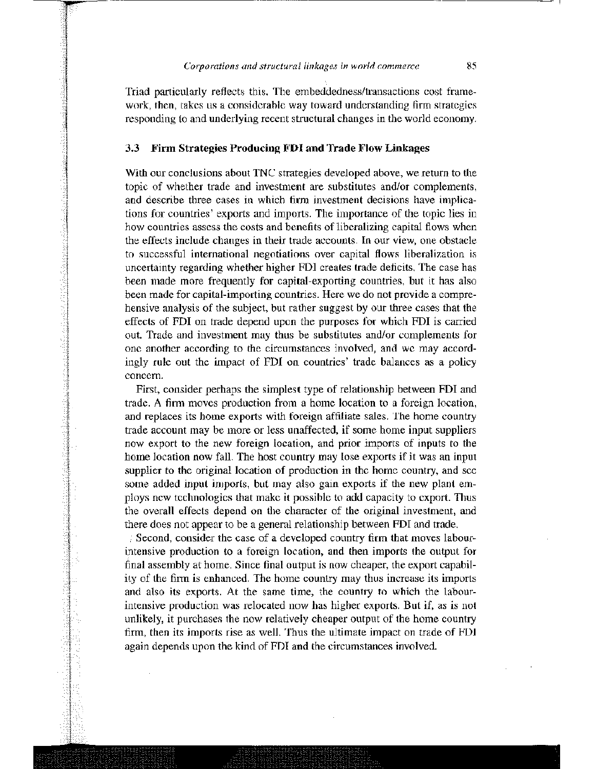Triad particularly reflects this. The embeddedness/transactions cost framework, then, takes us a considerable way toward understanding firm strategies responding to and underlying recent structural changes in the world economy.

## 3.3 Firm Strategies Producing FDI and Trade Flow Linkages

With our conclusions about TNC strategies developed above, we return to the topic of whether trade and investment are substitutes and/or complements, and describe three cases in which firm investment decisions have implications for countries' exports and imports. The importance of the topic lies in how countries assess the costs and benefits of liberalizing capital flows when the effects include changes in their trade accounts. In our view, one obstacle to successful international negotiations over capital flows liberalization is uncertainty regarding whether higher FDI creates trade deficits. The case has been made more frequently for capital-exporting countries, but it has also been made for capital-importing countries. Here we do not provide a comprehensive analysis of the subject, but rather suggest by our three cases that the effects of FDI on trade depend upon the purposes for which FDI is carried out. Trade and investment may thus be substitutes and/or complements for one another according to the circumstances involved, and we may accordingly rule out the impact of FDI on countries' trade balances as a policy concern.

First, consider perhaps the simplest type of relationship between FDI and trade. A firm moves production from a home location to a foreign location, and replaces its home exports with foreign affiliate sales. The home country trade account may be more or less unaffected, if some home input suppliers now export to the new foreign location, and prior imports of inputs to the home location now fall. The host country may lose exports if it was an input supplier to the original location of production in the home country, and see some added input imports, but may also gain exports if the new plant employs new technologies that make it possible to add capacity to export. Thus the overall effects depend on the character of the original investment, and there does not appear to be a general relationship between FDI and trade.

Second, consider the case of a developed country firm that moves labour-intensive production to a foreign location, and then imports the output for final assembly at home. Since final output is now cheaper, the export capability of the firm is enhanced. The home country may thus increase its imports and also its exports. At the same time, the country to which the labour-intensive production was relocated now has higher exports. But if, as is not unlikely, it purchases the now relatively cheaper output of the home country firm, then its imports rise as well. Thus the ultimate impact on trade of FDI again depends upon the kind of FDI and the circumstances involved.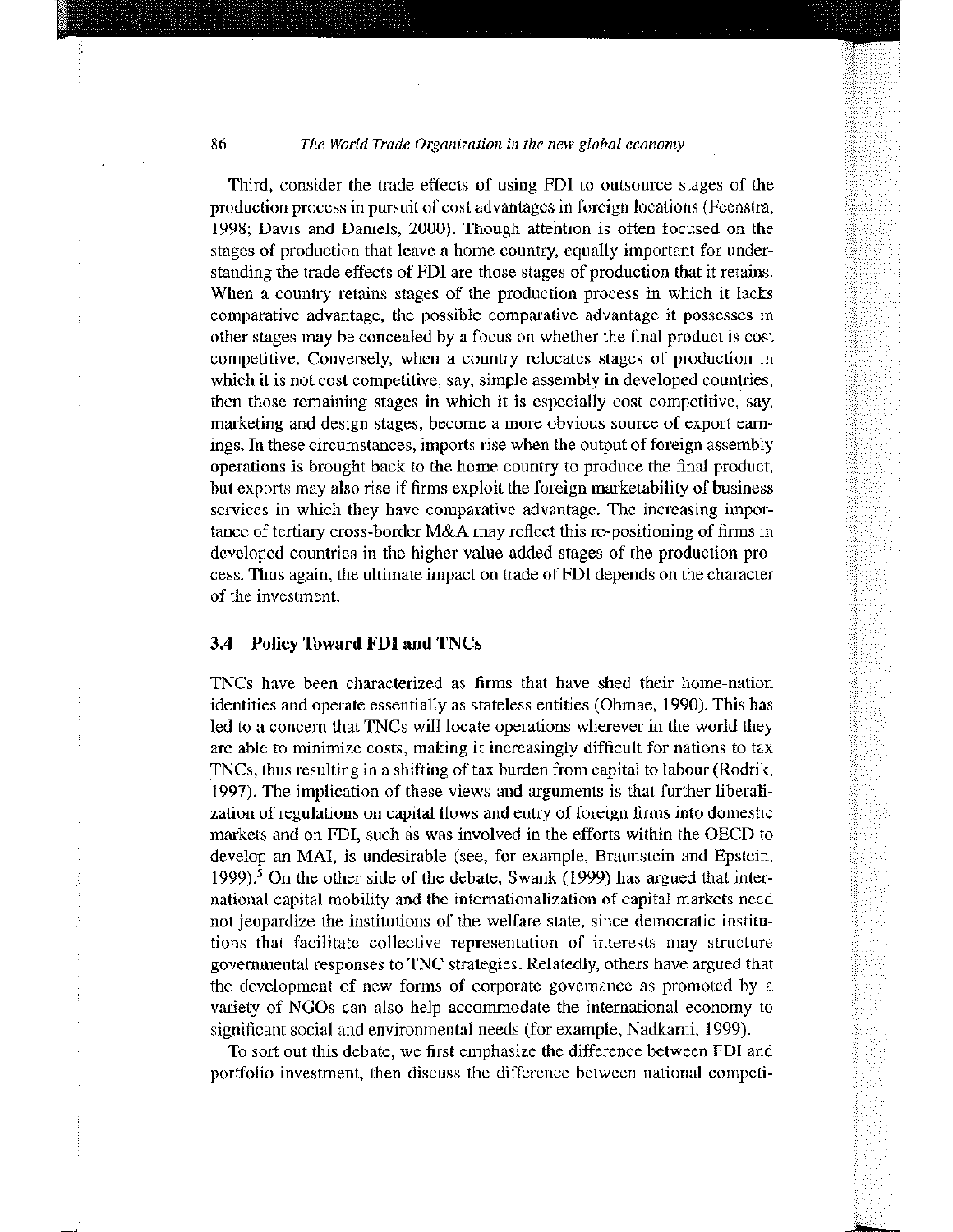Third, consider the trade effects of using FDI to outsource stages of the production process in pursuit of cost advantages in foreign locations (Feenstra, 1998; Davis and Daniels, 2000). Though attention is often focused on the stages of production that leave a home country, equally important for understanding the trade effects of FDI are those stages of production that it retains. When a country retains stages of the production process in which it lacks comparative advantage, the possible comparative advantage it possesses in other stages may be concealed by a focus on whether the final product is cost competitive. Conversely, when a country relocates stages of production in which it is not cost competitive, say, simple assembly in developed countries, then those remaining stages in which it is especially cost competitive, say, marketing and design stages, become a more obvious source of export earnings. In these circumstances, imports rise when the output of foreign assembly operations is brought back to the home country to produce the final product, but exports may also rise if firms exploit the foreign marketability of business services in which they have comparative advantage. The increasing importance of tertiary cross-border M&A may reflect this re-positioning of firms in developed countries in the higher value-added stages of the production process. Thus again, the ultimate impact on trade of FDI depends on the character of the investment.

## 3.4 Policy Toward FDI and TNCs

TNCs have been characterized as firms that have shed their home-nation identities and operate essentially as stateless entities (Ohmae, 1990). This has led to a concern that TNCs will locate operations wherever in the world they are able to minimize costs, making it increasingly difficult for nations to tax TNCs, thus resulting in a shifting of tax burden from capital to labour (Rodrik, 1997). The implication of these views and arguments is that further liberalization of regulations on capital flows and entry of foreign firms into domestic markets and on FDI, such as was involved in the efforts within the OECD to develop an MAI, is undesirable (see, for example, Braunstein and Epstein, 1999).[5] On the other side of the debate, Swank (1999) has argued that international capital mobility and the internationalization of capital markets need not jeopardize the institutions of the welfare state, since democratic institutions that facilitate collective representation of interests may structure governmental responses to TNC strategies. Relatedly, others have argued that the development of new forms of corporate governance as promoted by a variety of NGOs can also help accommodate the international economy to significant social and environmental needs (for example, Nadkarni, 1999).

To sort out this debate, we first emphasize the difference between FDI and portfolio investment, then discuss the difference between national competi-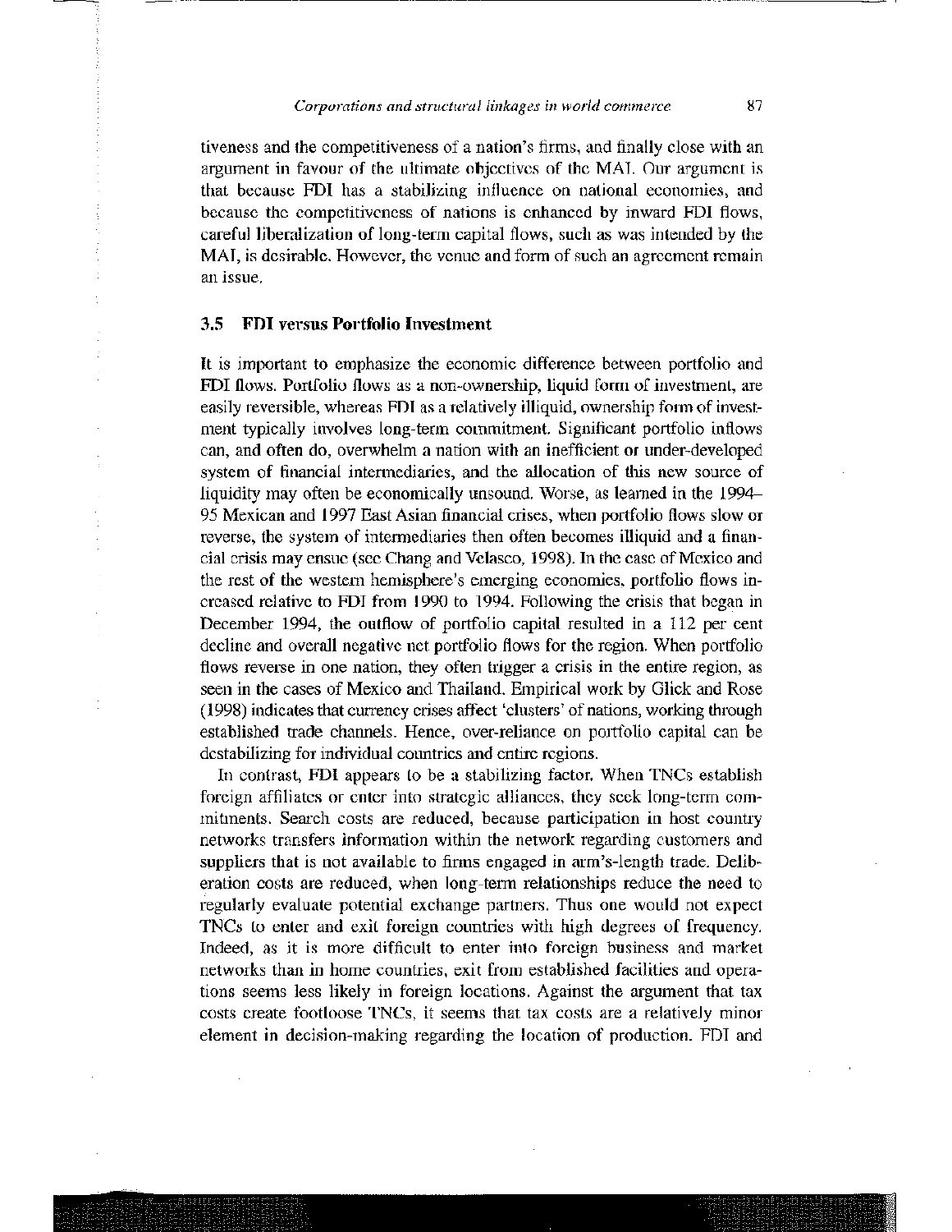tiveness and the competitiveness of a nation's firms, and finally close with an argument in favour of the ultimate objectives of the MAI. Our argument is that because FDI has a stabilizing influence on national economies, and because the competitiveness of nations is enhanced by inward FDI flows, careful liberalization of long-term capital flows, such as was intended by the MAI, is desirable. However, the venue and form of such an agreement remain an issue.

### 3.5 FDI versus Portfolio Investment

It is important to emphasize the economic difference between portfolio and FDI flows. Portfolio flows as a non-ownership, liquid form of investment, are easily reversible, whereas FDI as a relatively illiquid, ownership form of investment typically involves long-term commitment. Significant portfolio inflows can, and often do, overwhelm a nation with an inefficient or under-developed system of financial intermediaries, and the allocation of this new source of liquidity may often be economically unsound. Worse, as learned in the 1994–95 Mexican and 1997 East Asian financial crises, when portfolio flows slow or reverse, the system of intermediaries then often becomes illiquid and a financial crisis may ensue (see Chang and Velasco, 1998). In the case of Mexico and the rest of the western hemisphere's emerging economies, portfolio flows increased relative to FDI from 1990 to 1994. Following the crisis that began in December 1994, the outflow of portfolio capital resulted in a 112 per cent decline and overall negative net portfolio flows for the region. When portfolio flows reverse in one nation, they often trigger a crisis in the entire region, as seen in the cases of Mexico and Thailand. Empirical work by Glick and Rose (1998) indicates that currency crises affect 'clusters' of nations, working through established trade channels. Hence, over-reliance on portfolio capital can be destabilizing for individual countries and entire regions.

In contrast, FDI appears to be a stabilizing factor. When TNCs establish foreign affiliates or enter into strategic alliances, they seek long-term commitments. Search costs are reduced, because participation in host country networks transfers information within the network regarding customers and suppliers that is not available to firms engaged in arm's-length trade. Deliberation costs are reduced, when long-term relationships reduce the need to regularly evaluate potential exchange partners. Thus one would not expect TNCs to enter and exit foreign countries with high degrees of frequency. Indeed, as it is more difficult to enter into foreign business and market networks than in home countries, exit from established facilities and operations seems less likely in foreign locations. Against the argument that tax costs create footloose TNCs, it seems that tax costs are a relatively minor element in decision-making regarding the location of production. FDI and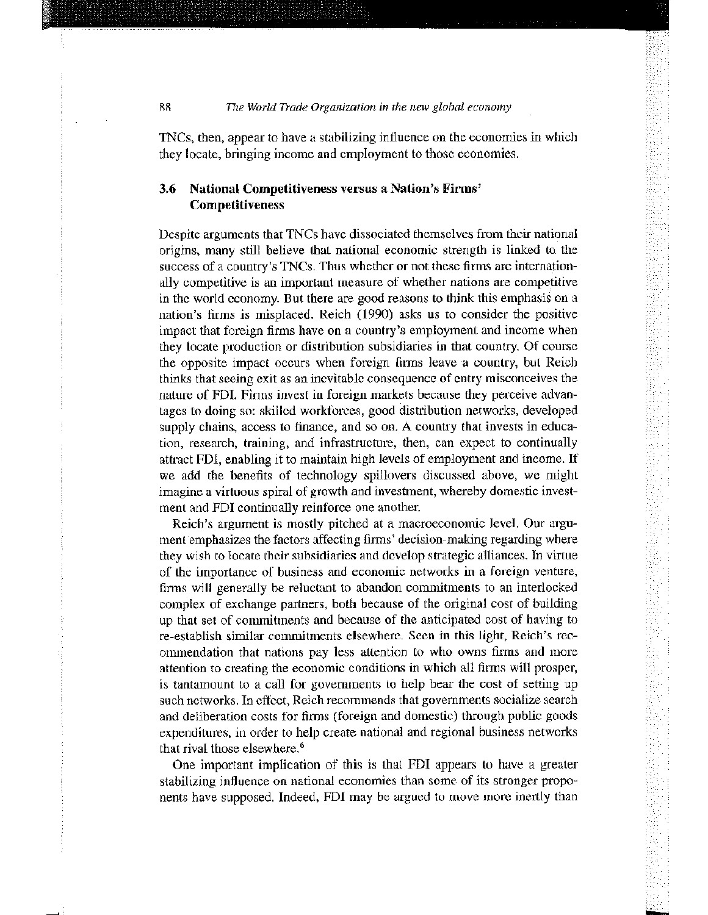TNCs, then, appear to have a stabilizing influence on the economies in which they locate, bringing income and employment to those economies.

### 3.6 National Competitiveness versus a Nation's Firms' Competitiveness

Despite arguments that TNCs have dissociated themselves from their national origins, many still believe that national economic strength is linked to the success of a country's TNCs. Thus whether or not these firms are internationally competitive is an important measure of whether nations are competitive in the world economy. But there are good reasons to think this emphasis on a nation's firms is misplaced. Reich (1990) asks us to consider the positive impact that foreign firms have on a country's employment and income when they locate production or distribution subsidiaries in that country. Of course the opposite impact occurs when foreign firms leave a country, but Reich thinks that seeing exit as an inevitable consequence of entry misconceives the nature of FDI. Firms invest in foreign markets because they perceive advantages to doing so: skilled workforces, good distribution networks, developed supply chains, access to finance, and so on. A country that invests in education, research, training, and infrastructure, then, can expect to continually attract FDI, enabling it to maintain high levels of employment and income. If we add the benefits of technology spillovers discussed above, we might imagine a virtuous spiral of growth and investment, whereby domestic investment and FDI continually reinforce one another.

Reich's argument is mostly pitched at a macroeconomic level. Our argument emphasizes the factors affecting firms' decision-making regarding where they wish to locate their subsidiaries and develop strategic alliances. In virtue of the importance of business and economic networks in a foreign venture, firms will generally be reluctant to abandon commitments to an interlocked complex of exchange partners, both because of the original cost of building up that set of commitments and because of the anticipated cost of having to re-establish similar commitments elsewhere. Seen in this light, Reich's recommendation that nations pay less attention to who owns firms and more attention to creating the economic conditions in which all firms will prosper, is tantamount to a call for governments to help bear the cost of setting up such networks. In effect, Reich recommends that governments socialize search and deliberation costs for firms (foreign and domestic) through public goods expenditures, in order to help create national and regional business networks that rival those elsewhere.[6]

One important implication of this is that FDI appears to have a greater stabilizing influence on national economies than some of its stronger proponents have supposed. Indeed, FDI may be argued to move more inertly than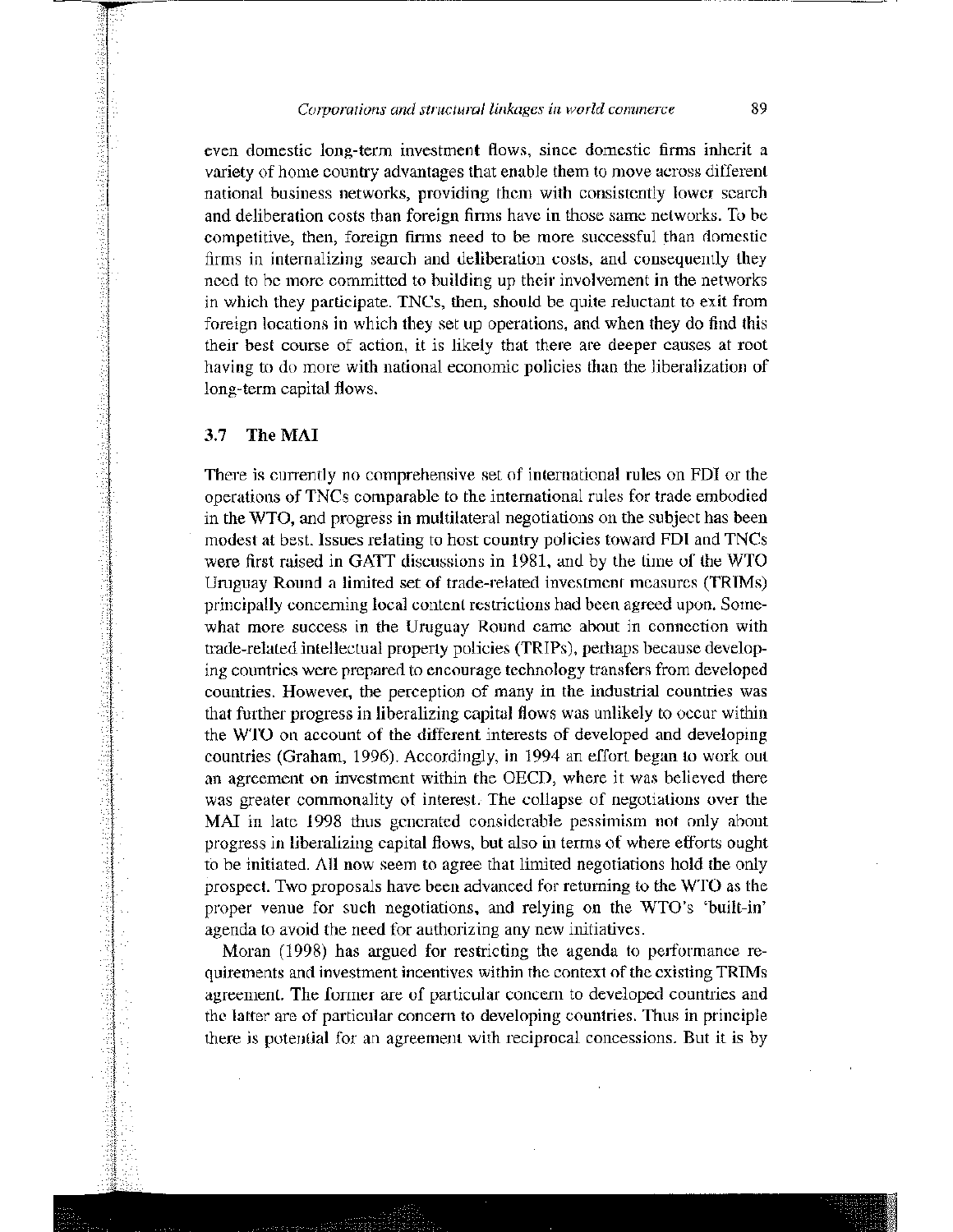even domestic long-term investment flows, since domestic firms inherit a variety of home country advantages that enable them to move across different national business networks, providing them with consistently lower search and deliberation costs than foreign firms have in those same networks. To be competitive, then, foreign firms need to be more successful than domestic firms in internalizing search and deliberation costs, and consequently they need to be more committed to building up their involvement in the networks in which they participate. TNCs, then, should be quite reluctant to exit from foreign locations in which they set up operations, and when they do find this their best course of action, it is likely that there are deeper causes at root having to do more with national economic policies than the liberalization of long-term capital flows.

## 3.7 The MAI

There is currently no comprehensive set of international rules on FDI or the operations of TNCs comparable to the international rules for trade embodied in the WTO, and progress in multilateral negotiations on the subject has been modest at best. Issues relating to host country policies toward FDI and TNCs were first raised in GATT discussions in 1981, and by the time of the WTO Uruguay Round a limited set of trade-related investment measures (TRIMs) principally concerning local content restrictions had been agreed upon. Somewhat more success in the Uruguay Round came about in connection with trade-related intellectual property policies (TRIPs), perhaps because developing countries were prepared to encourage technology transfers from developed countries. However, the perception of many in the industrial countries was that further progress in liberalizing capital flows was unlikely to occur within the WTO on account of the different interests of developed and developing countries (Graham, 1996). Accordingly, in 1994 an effort began to work out an agreement on investment within the OECD, where it was believed there was greater commonality of interest. The collapse of negotiations over the MAI in late 1998 thus generated considerable pessimism not only about progress in liberalizing capital flows, but also in terms of where efforts ought to be initiated. All now seem to agree that limited negotiations hold the only prospect. Two proposals have been advanced for returning to the WTO as the proper venue for such negotiations, and relying on the WTO's 'built-in' agenda to avoid the need for authorizing any new initiatives.

Moran (1998) has argued for restricting the agenda to performance requirements and investment incentives within the context of the existing TRIMs agreement. The former are of particular concern to developed countries and the latter are of particular concern to developing countries. Thus in principle there is potential for an agreement with reciprocal concessions. But it is by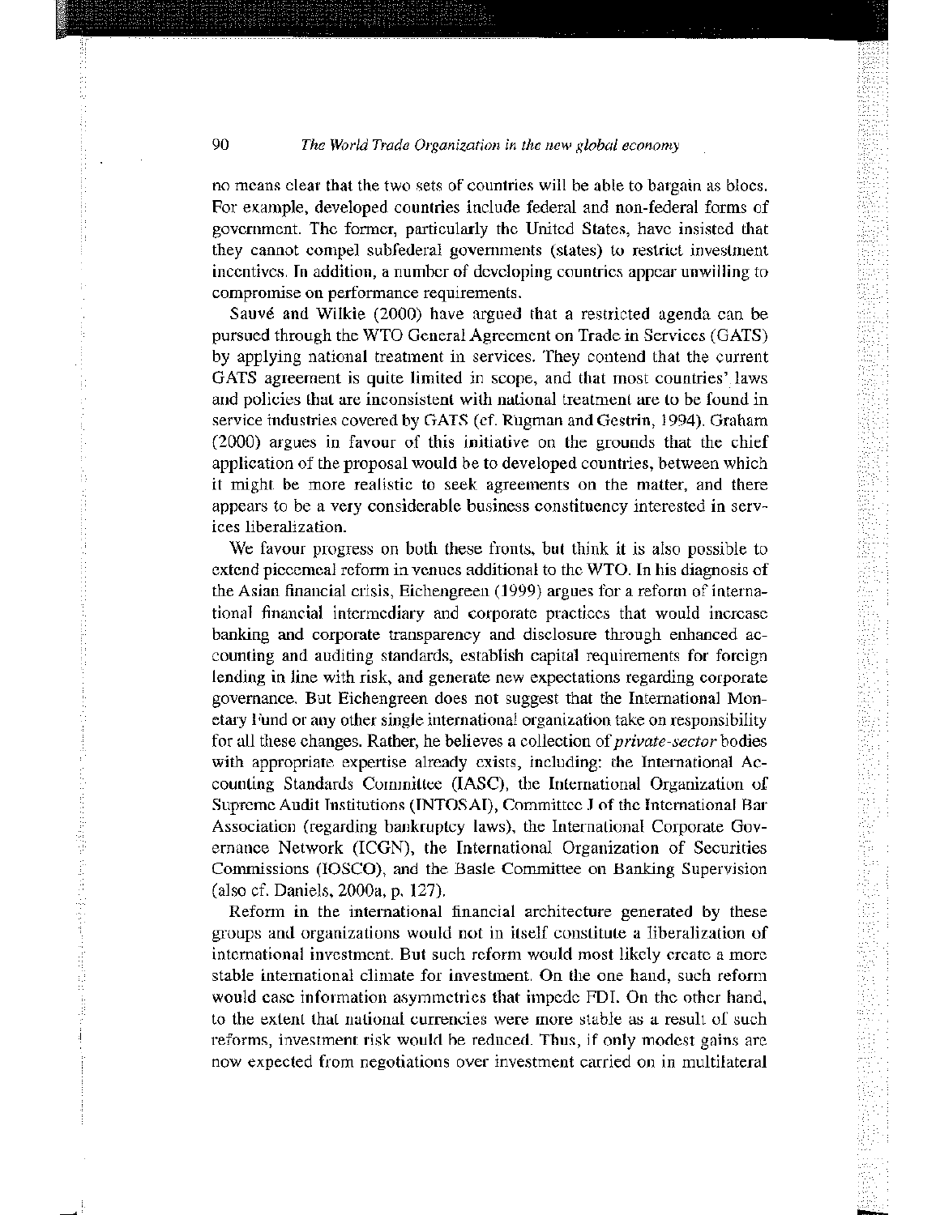no means clear that the two sets of countries will be able to bargain as blocs. For example, developed countries include federal and non-federal forms of government. The former, particularly the United States, have insisted that they cannot compel subfederal governments (states) to restrict investment incentives. In addition, a number of developing countries appear unwilling to compromise on performance requirements.

Sauvé and Wilkie (2000) have argued that a restricted agenda can be pursued through the WTO General Agreement on Trade in Services (GATS) by applying national treatment in services. They contend that the current GATS agreement is quite limited in scope, and that most countries' laws and policies that are inconsistent with national treatment are to be found in service industries covered by GATS (cf. Rugman and Gestrin, 1994). Graham (2000) argues in favour of this initiative on the grounds that the chief application of the proposal would be to developed countries, between which it might be more realistic to seek agreements on the matter, and there appears to be a very considerable business constituency interested in services liberalization.

We favour progress on both these fronts, but think it is also possible to extend piecemeal reform in venues additional to the WTO. In his diagnosis of the Asian financial crisis, Eichengreen (1999) argues for a reform of international financial intermediary and corporate practices that would increase banking and corporate transparency and disclosure through enhanced accounting and auditing standards, establish capital requirements for foreign lending in line with risk, and generate new expectations regarding corporate governance. But Eichengreen does not suggest that the International Monetary Fund or any other single international organization take on responsibility for all these changes. Rather, he believes a collection of *private-sector* bodies with appropriate expertise already exists, including: the International Accounting Standards Committee (IASC), the International Organization of Supreme Audit Institutions (INTOSAI), Committee J of the International Bar Association (regarding bankruptcy laws), the International Corporate Governance Network (ICGN), the International Organization of Securities Commissions (IOSCO), and the Basle Committee on Banking Supervision (also cf. Daniels, 2000a, p. 127).

Reform in the international financial architecture generated by these groups and organizations would not in itself constitute a liberalization of international investment. But such reform would most likely create a more stable international climate for investment. On the one hand, such reform would ease information asymmetries that impede FDI. On the other hand, to the extent that national currencies were more stable as a result of such reforms, investment risk would be reduced. Thus, if only modest gains are now expected from negotiations over investment carried on in multilateral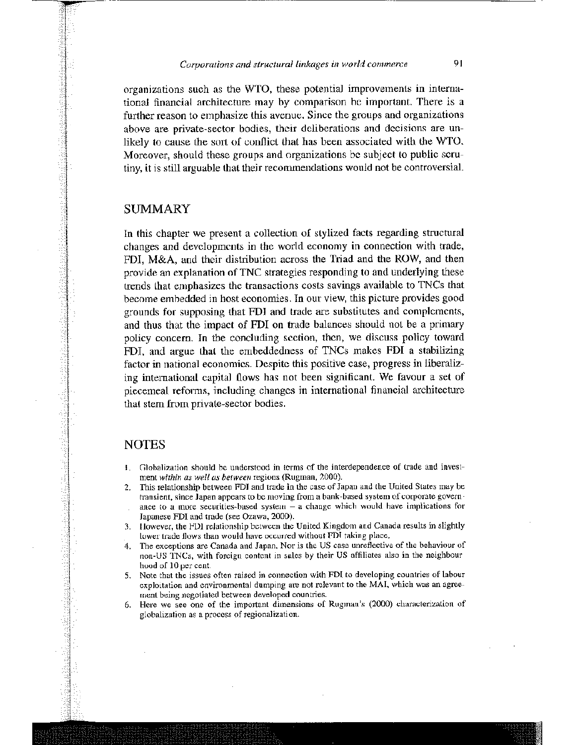organizations such as the WTO, these potential improvements in international financial architecture may by comparison be important. There is a further reason to emphasize this avenue. Since the groups and organizations above are private-sector bodies, their deliberations and decisions are unlikely to cause the sort of conflict that has been associated with the WTO. Moreover, should these groups and organizations be subject to public scrutiny, it is still arguable that their recommendations would not be controversial.

## SUMMARY

In this chapter we present a collection of stylized facts regarding structural changes and developments in the world economy in connection with trade, FDI, M&A, and their distribution across the Triad and the ROW, and then provide an explanation of TNC strategies responding to and underlying these trends that emphasizes the transactions costs savings available to TNCs that become embedded in host economies. In our view, this picture provides good grounds for supposing that FDI and trade are substitutes and complements, and thus that the impact of FDI on trade balances should not be a primary policy concern. In the concluding section, then, we discuss policy toward FDI, and argue that the embeddedness of TNCs makes FDI a stabilizing factor in national economies. Despite this positive case, progress in liberalizing international capital flows has not been significant. We favour a set of piecemeal reforms, including changes in international financial architecture that stem from private-sector bodies.

## NOTES

1. Globalization should be understood in terms of the interdependence of trade and investment *within as well as between* regions (Rugman, 2000).
2. This relationship between FDI and trade in the case of Japan and the United States may be transient, since Japan appears to be moving from a bank-based system of corporate governance to a more securities-based system – a change which would have implications for Japanese FDI and trade (see Ozawa, 2000).
3. However, the FDI relationship between the United Kingdom and Canada results in slightly lower trade flows than would have occurred without FDI taking place.
4. The exceptions are Canada and Japan. Nor is the US case unreflective of the behaviour of non-US TNCs, with foreign content in sales by their US affiliates also in the neighbourhood of 10 per cent.
5. Note that the issues often raised in connection with FDI to developing countries of labour exploitation and environmental dumping are not relevant to the MAI, which was an agreement being negotiated between developed countries.
6. Here we see one of the important dimensions of Rugman's (2000) characterization of globalization as a process of regionalization.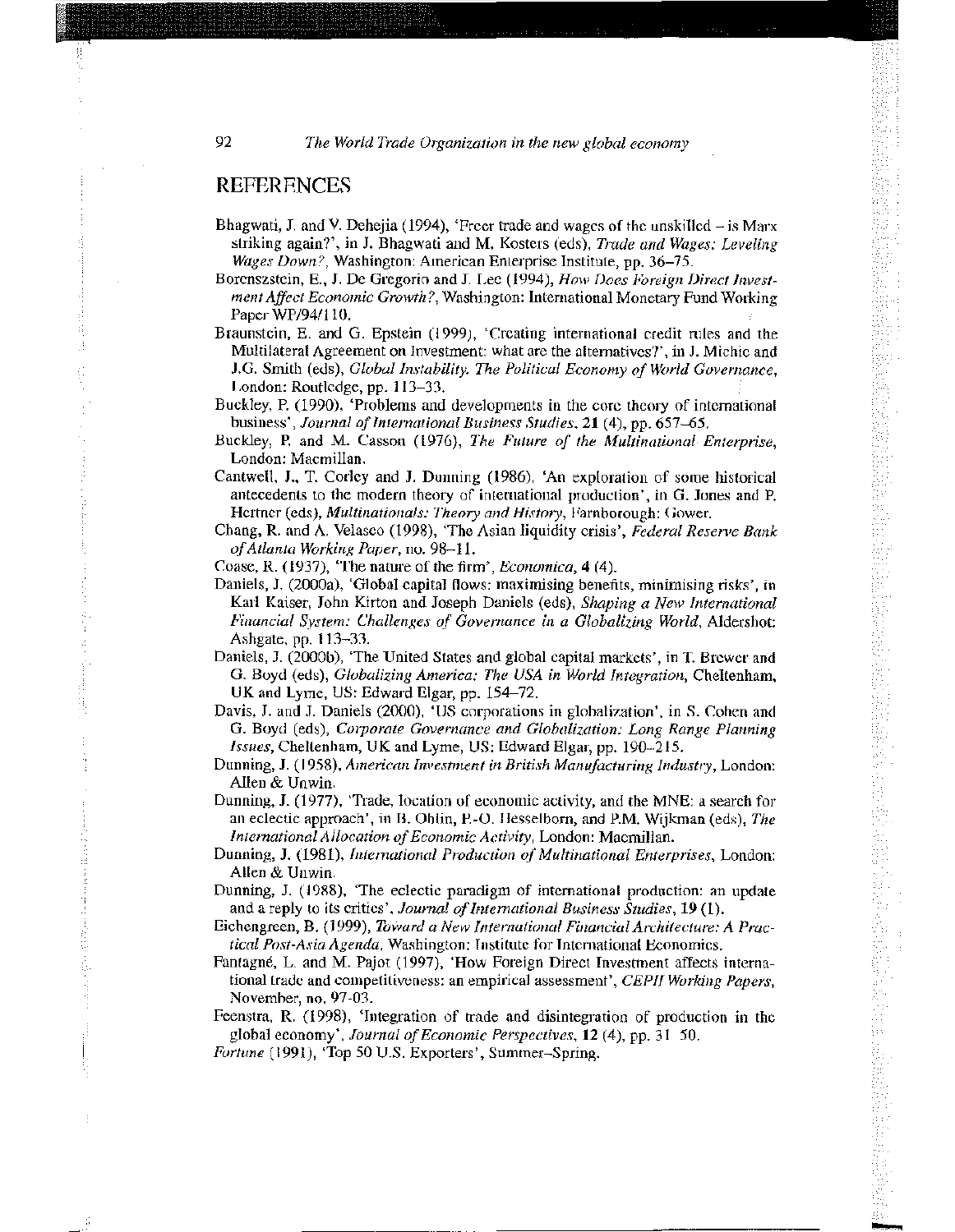## REFERENCES

Bhagwati, J. and V. Dehejia (1994), 'Freer trade and wages of the unskilled – is Marx striking again?', in J. Bhagwati and M. Kosters (eds), *Trade and Wages: Leveling Wages Down?*, Washington: American Enterprise Institute, pp. 36–75.

Borensztein, E., J. De Gregorio and J. Lee (1994), *How Does Foreign Direct Investment Affect Economic Growth?*, Washington: International Monetary Fund Working Paper WP/94/110.

Braunstein, E. and G. Epstein (1999), 'Creating international credit rules and the Multilateral Agreement on Investment: what are the alternatives?', in J. Michie and J.G. Smith (eds), *Global Instability. The Political Economy of World Governance*, London: Routledge, pp. 113–33.

Buckley, P. (1990), 'Problems and developments in the core theory of international business', *Journal of International Business Studies*, **21** (4), pp. 657–65.

Buckley, P. and M. Casson (1976), *The Future of the Multinational Enterprise*, London: Macmillan.

Cantwell, J., T. Corley and J. Dunning (1986), 'An exploration of some historical antecedents to the modern theory of international production', in G. Jones and P. Hertner (eds), *Multinationals: Theory and History*, Farnborough: Gower.

Chang, R. and A. Velasco (1998), 'The Asian liquidity crisis', *Federal Reserve Bank of Atlanta Working Paper*, no. 98–11.

Coase, R. (1937), 'The nature of the firm', *Economica*, **4** (4).

Daniels, J. (2000a), 'Global capital flows: maximising benefits, minimising risks', in Karl Kaiser, John Kirton and Joseph Daniels (eds), *Shaping a New International Financial System: Challenges of Governance in a Globalizing World*, Aldershot: Ashgate, pp. 113–33.

Daniels, J. (2000b), 'The United States and global capital markets', in T. Brewer and G. Boyd (eds), *Globalizing America: The USA in World Integration*, Cheltenham, UK and Lyme, US: Edward Elgar, pp. 154–72.

Davis, J. and J. Daniels (2000), 'US corporations in globalization', in S. Cohen and G. Boyd (eds), *Corporate Governance and Globalization: Long Range Planning Issues*, Cheltenham, UK and Lyme, US: Edward Elgar, pp. 190–215.

Dunning, J. (1958), *American Investment in British Manufacturing Industry*, London: Allen & Unwin.

Dunning, J. (1977), 'Trade, location of economic activity, and the MNE: a search for an eclectic approach', in B. Ohlin, P.-O. Hesselborn, and P.M. Wijkman (eds), *The International Allocation of Economic Activity*, London: Macmillan.

Dunning, J. (1981), *International Production of Multinational Enterprises*, London: Allen & Unwin.

Dunning, J. (1988), 'The eclectic paradigm of international production: an update and a reply to its critics', *Journal of International Business Studies*, **19** (1).

Eichengreen, B. (1999), *Toward a New International Financial Architecture: A Practical Post-Asia Agenda*, Washington: Institute for International Economics.

Fantagné, L. and M. Pajot (1997), 'How Foreign Direct Investment affects international trade and competitiveness: an empirical assessment', *CEPII Working Papers*, November, no. 97-03.

Feenstra, R. (1998), 'Integration of trade and disintegration of production in the global economy', *Journal of Economic Perspectives*, **12** (4), pp. 31–50.

*Fortune* (1991), 'Top 50 U.S. Exporters', Summer–Spring.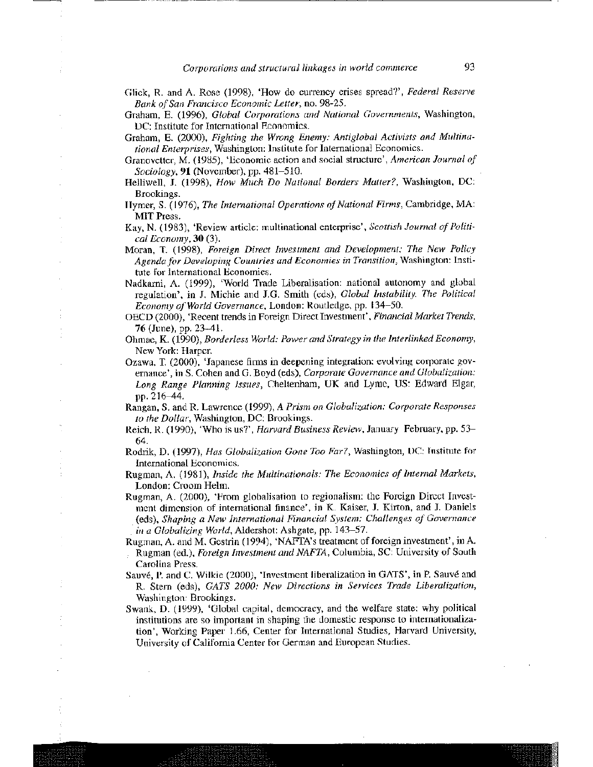Glick, R. and A. Rose (1998), 'How do currency crises spread?', *Federal Reserve Bank of San Francisco Economic Letter*, no. 98-25.

Graham, E. (1996), *Global Corporations and National Governments*, Washington, DC: Institute for International Economics.

Graham, E. (2000), *Fighting the Wrong Enemy: Antiglobal Activists and Multinational Enterprises*, Washington: Institute for International Economics.

Granovetter, M. (1985), 'Economic action and social structure', *American Journal of Sociology*, **91** (November), pp. 481–510.

Helliwell, J. (1998), *How Much Do National Borders Matter?*, Washington, DC: Brookings.

Hymer, S. (1976), *The International Operations of National Firms*, Cambridge, MA: MIT Press.

Kay, N. (1983), 'Review article: multinational enterprise', *Scottish Journal of Political Economy*, **30** (3).

Moran, T. (1998), *Foreign Direct Investment and Development: The New Policy Agenda for Developing Countries and Economies in Transition*, Washington: Institute for International Economics.

Nadkarni, A. (1999), 'World Trade Liberalisation: national autonomy and global regulation', in J. Michie and J.G. Smith (eds), *Global Instability. The Political Economy of World Governance*, London: Routledge, pp. 134–50.

OECD (2000), 'Recent trends in Foreign Direct Investment', *Financial Market Trends*, **76** (June), pp. 23–41.

Ohmae, K. (1990), *Borderless World: Power and Strategy in the Interlinked Economy*, New York: Harper.

Ozawa, T. (2000), 'Japanese firms in deepening integration: evolving corporate governance', in S. Cohen and G. Boyd (eds), *Corporate Governance and Globalization: Long Range Planning Issues*, Cheltenham, UK and Lyme, US: Edward Elgar, pp. 216–44.

Rangan, S. and R. Lawrence (1999), *A Prism on Globalization: Corporate Responses to the Dollar*, Washington, DC: Brookings.

Reich, R. (1990), 'Who is us?', *Harvard Business Review*, January February, pp. 53–64.

Rodrik, D. (1997), *Has Globalization Gone Too Far?*, Washington, DC: Institute for International Economics.

Rugman, A. (1981), *Inside the Multinationals: The Economics of Internal Markets*, London: Croom Helm.

Rugman, A. (2000), 'From globalisation to regionalism: the Foreign Direct Investment dimension of international finance', in K. Kaiser, J. Kirton, and J. Daniels (eds), *Shaping a New International Financial System: Challenges of Governance in a Globalizing World*, Aldershot: Ashgate, pp. 143–57.

Rugman, A. and M. Gestrin (1994), 'NAFTA's treatment of foreign investment', in A. Rugman (ed.), *Foreign Investment and NAFTA*, Columbia, SC: University of South Carolina Press.

Sauvé, P. and C. Wilkie (2000), 'Investment liberalization in GATS', in P. Sauvé and R. Stern (eds), *GATS 2000: New Directions in Services Trade Liberalization*, Washington: Brookings.

Swank, D. (1999), 'Global capital, democracy, and the welfare state: why political institutions are so important in shaping the domestic response to internationalization', Working Paper 1.66, Center for International Studies, Harvard University, University of California Center for German and European Studies.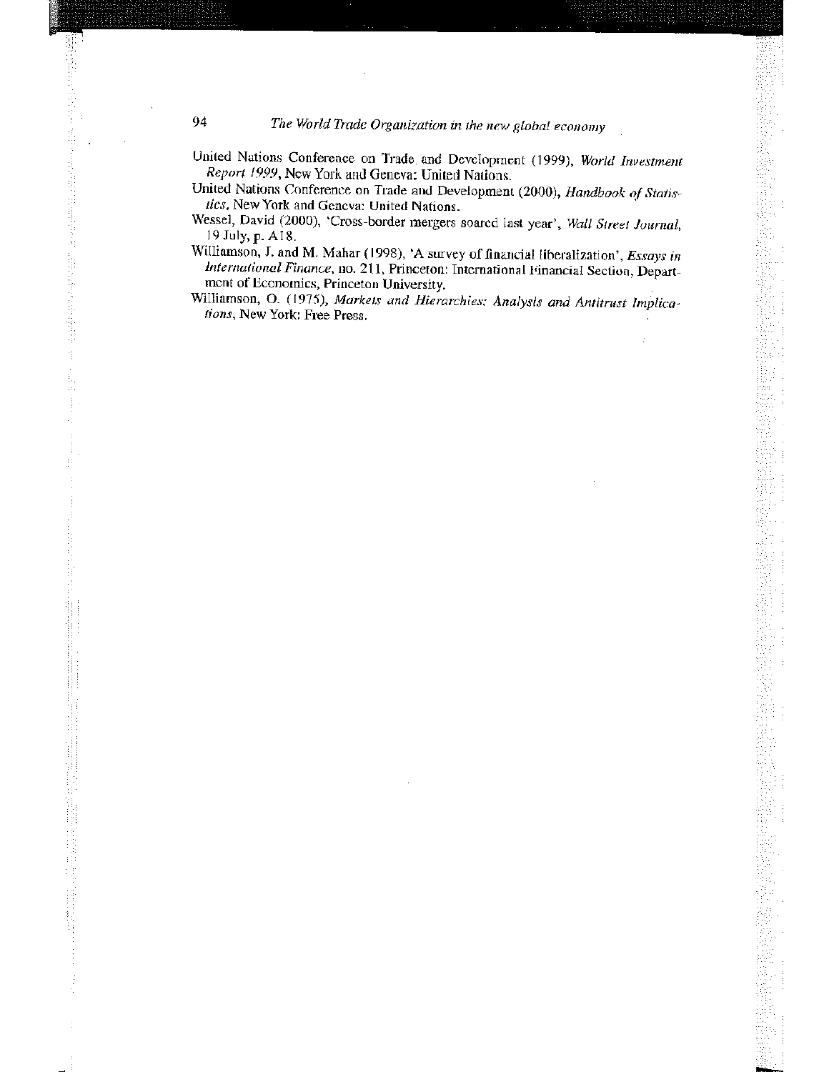United Nations Conference on Trade and Development (1999), *World Investment Report 1999*, New York and Geneva: United Nations.

United Nations Conference on Trade and Development (2000), *Handbook of Statistics*, New York and Geneva: United Nations.

Wessel, David (2000), 'Cross-border mergers soared last year', *Wall Street Journal*, 19 July, p. A18.

Williamson, J. and M. Mahar (1998), 'A survey of financial liberalization', *Essays in International Finance*, no. 211, Princeton: International Financial Section, Department of Economics, Princeton University.

Williamson, O. (1975), *Markets and Hierarchies: Analysis and Antitrust Implications*, New York: Free Press.